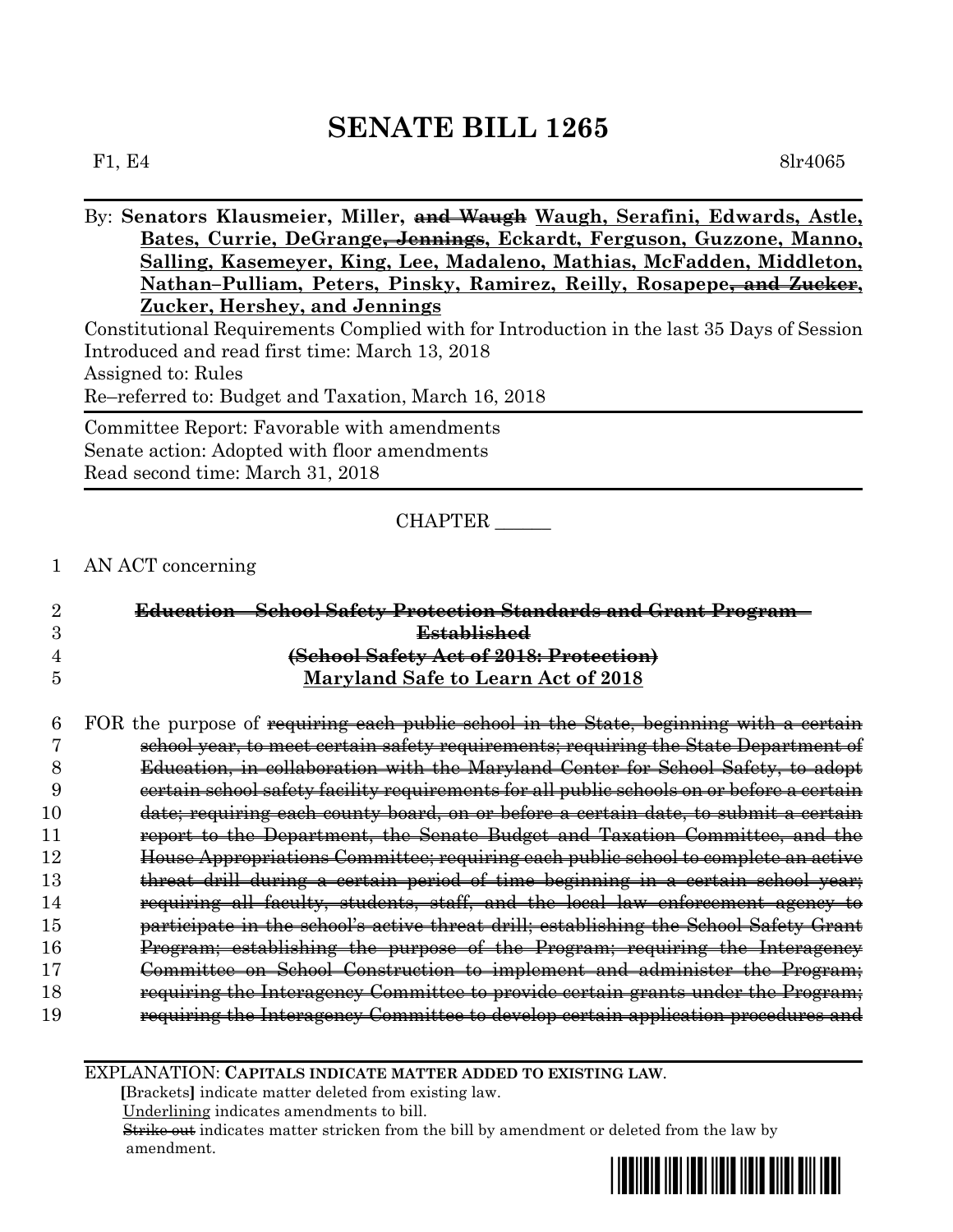# SENATE BILL 1265

F1, E4 8lr4065

By: **Senators Klausmeier, Miller, ~~and Waugh~~ <u>Waugh, Serafini, Edwards, Astle, Bates, Currie, DeGrange~~, Jennings~~, Eckardt, Ferguson, Guzzone, Manno, Salling, Kasemeyer, King, Lee, Madaleno, Mathias, McFadden, Middleton, Nathan–Pulliam, Peters, Pinsky, Ramirez, Reilly, Rosapepe~~, and Zucker~~, Zucker, Hershey, and Jennings</u>**

Constitutional Requirements Complied with for Introduction in the last 35 Days of Session
Introduced and read first time: March 13, 2018
Assigned to: Rules
Re–referred to: Budget and Taxation, March 16, 2018

Committee Report: Favorable with amendments
Senate action: Adopted with floor amendments
Read second time: March 31, 2018

CHAPTER ______

1 AN ACT concerning

2 ~~**Education – School Safety Protection Standards and Grant Program –**~~
3 ~~**Established**~~
4 ~~**(School Safety Act of 2018: Protection)**~~
5 **<u>Maryland Safe to Learn Act of 2018</u>**

6 FOR the purpose of ~~requiring each public school in the State, beginning with a certain~~
7 ~~school year, to meet certain safety requirements; requiring the State Department of~~
8 ~~Education, in collaboration with the Maryland Center for School Safety, to adopt~~
9 ~~certain school safety facility requirements for all public schools on or before a certain~~
10 ~~date; requiring each county board, on or before a certain date, to submit a certain~~
11 ~~report to the Department, the Senate Budget and Taxation Committee, and the~~
12 ~~House Appropriations Committee; requiring each public school to complete an active~~
13 ~~threat drill during a certain period of time beginning in a certain school year;~~
14 ~~requiring all faculty, students, staff, and the local law enforcement agency to~~
15 ~~participate in the school's active threat drill; establishing the School Safety Grant~~
16 ~~Program; establishing the purpose of the Program; requiring the Interagency~~
17 ~~Committee on School Construction to implement and administer the Program;~~
18 ~~requiring the Interagency Committee to provide certain grants under the Program;~~
19 ~~requiring the Interagency Committee to develop certain application procedures and~~

EXPLANATION: **CAPITALS INDICATE MATTER ADDED TO EXISTING LAW.**
**[**Brackets**]** indicate matter deleted from existing law.
<u>Underlining</u> indicates amendments to bill.
~~Strike out~~ indicates matter stricken from the bill by amendment or deleted from the law by amendment.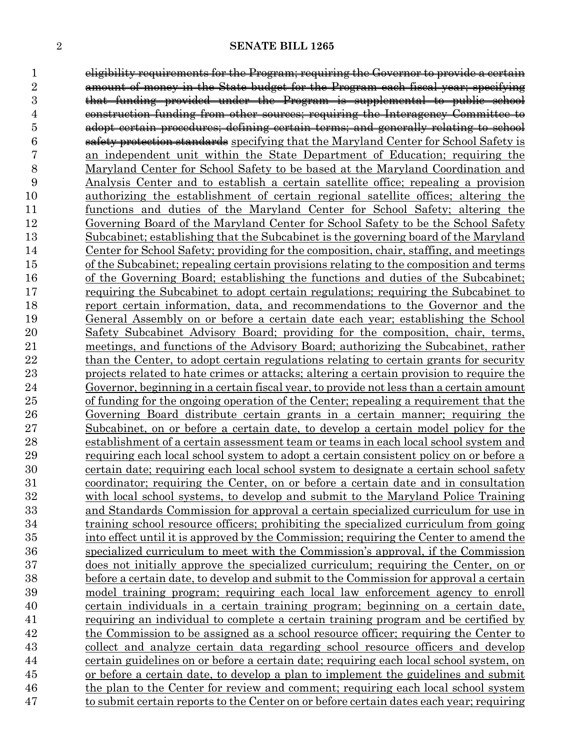~~eligibility requirements for the Program; requiring the Governor to provide a certain amount of money in the State budget for the Program each fiscal year; specifying that funding provided under the Program is supplemental to public school construction funding from other sources; requiring the Interagency Committee to adopt certain procedures; defining certain terms; and generally relating to school safety protection standards~~ specifying that the Maryland Center for School Safety is an independent unit within the State Department of Education; requiring the Maryland Center for School Safety to be based at the Maryland Coordination and Analysis Center and to establish a certain satellite office; repealing a provision authorizing the establishment of certain regional satellite offices; altering the functions and duties of the Maryland Center for School Safety; altering the Governing Board of the Maryland Center for School Safety to be the School Safety Subcabinet; establishing that the Subcabinet is the governing board of the Maryland Center for School Safety; providing for the composition, chair, staffing, and meetings of the Subcabinet; repealing certain provisions relating to the composition and terms of the Governing Board; establishing the functions and duties of the Subcabinet; requiring the Subcabinet to adopt certain regulations; requiring the Subcabinet to report certain information, data, and recommendations to the Governor and the General Assembly on or before a certain date each year; establishing the School Safety Subcabinet Advisory Board; providing for the composition, chair, terms, meetings, and functions of the Advisory Board; authorizing the Subcabinet, rather than the Center, to adopt certain regulations relating to certain grants for security projects related to hate crimes or attacks; altering a certain provision to require the Governor, beginning in a certain fiscal year, to provide not less than a certain amount of funding for the ongoing operation of the Center; repealing a requirement that the Governing Board distribute certain grants in a certain manner; requiring the Subcabinet, on or before a certain date, to develop a certain model policy for the establishment of a certain assessment team or teams in each local school system and requiring each local school system to adopt a certain consistent policy on or before a certain date; requiring each local school system to designate a certain school safety coordinator; requiring the Center, on or before a certain date and in consultation with local school systems, to develop and submit to the Maryland Police Training and Standards Commission for approval a certain specialized curriculum for use in training school resource officers; prohibiting the specialized curriculum from going into effect until it is approved by the Commission; requiring the Center to amend the specialized curriculum to meet with the Commission's approval, if the Commission does not initially approve the specialized curriculum; requiring the Center, on or before a certain date, to develop and submit to the Commission for approval a certain model training program; requiring each local law enforcement agency to enroll certain individuals in a certain training program; beginning on a certain date, requiring an individual to complete a certain training program and be certified by the Commission to be assigned as a school resource officer; requiring the Center to collect and analyze certain data regarding school resource officers and develop certain guidelines on or before a certain date; requiring each local school system, on or before a certain date, to develop a plan to implement the guidelines and submit the plan to the Center for review and comment; requiring each local school system to submit certain reports to the Center on or before certain dates each year; requiring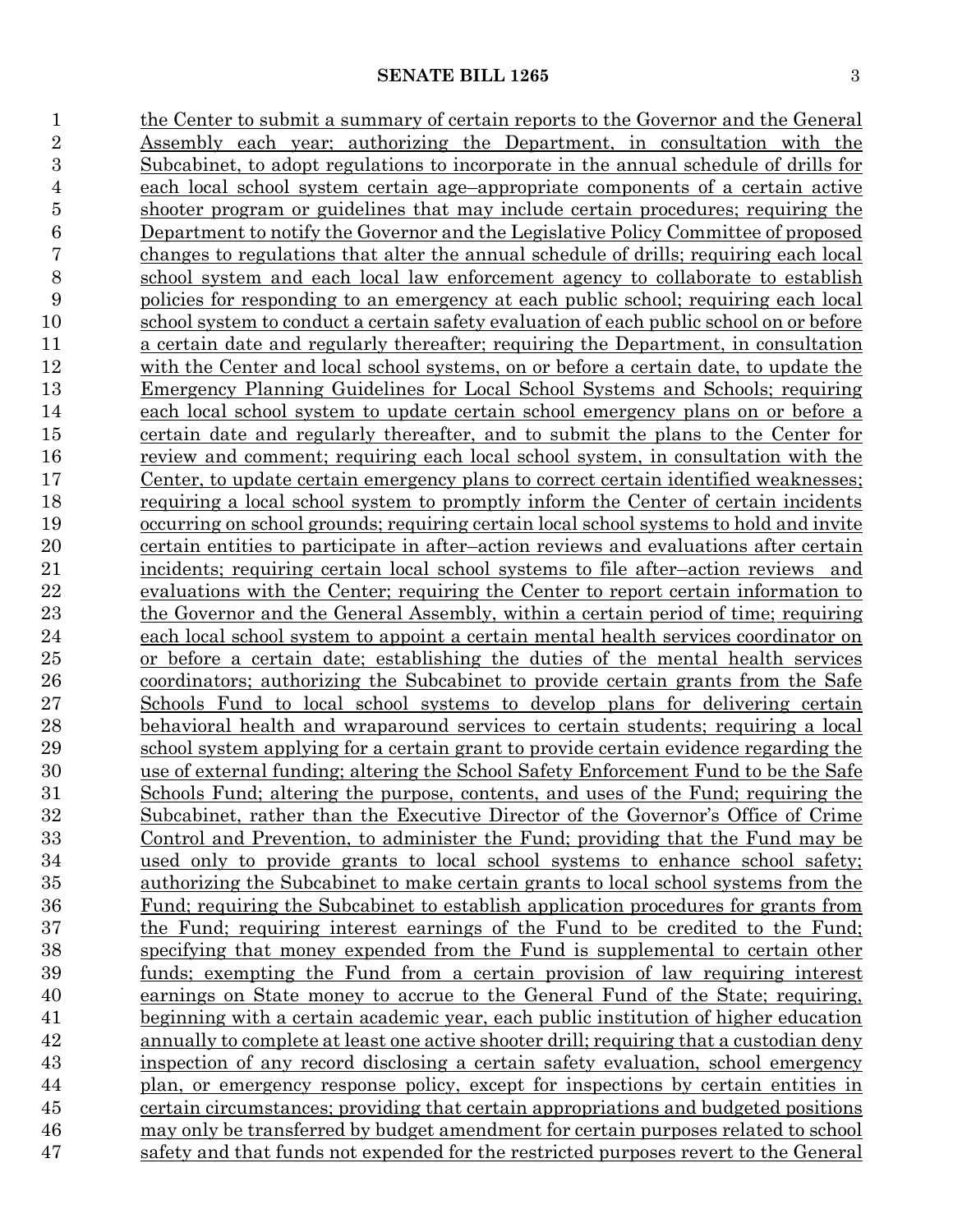the Center to submit a summary of certain reports to the Governor and the General Assembly each year; authorizing the Department, in consultation with the Subcabinet, to adopt regulations to incorporate in the annual schedule of drills for each local school system certain age–appropriate components of a certain active shooter program or guidelines that may include certain procedures; requiring the Department to notify the Governor and the Legislative Policy Committee of proposed changes to regulations that alter the annual schedule of drills; requiring each local school system and each local law enforcement agency to collaborate to establish policies for responding to an emergency at each public school; requiring each local school system to conduct a certain safety evaluation of each public school on or before a certain date and regularly thereafter; requiring the Department, in consultation with the Center and local school systems, on or before a certain date, to update the Emergency Planning Guidelines for Local School Systems and Schools; requiring each local school system to update certain school emergency plans on or before a certain date and regularly thereafter, and to submit the plans to the Center for review and comment; requiring each local school system, in consultation with the Center, to update certain emergency plans to correct certain identified weaknesses; requiring a local school system to promptly inform the Center of certain incidents occurring on school grounds; requiring certain local school systems to hold and invite certain entities to participate in after–action reviews and evaluations after certain incidents; requiring certain local school systems to file after–action reviews and evaluations with the Center; requiring the Center to report certain information to the Governor and the General Assembly, within a certain period of time; requiring each local school system to appoint a certain mental health services coordinator on or before a certain date; establishing the duties of the mental health services coordinators; authorizing the Subcabinet to provide certain grants from the Safe Schools Fund to local school systems to develop plans for delivering certain behavioral health and wraparound services to certain students; requiring a local school system applying for a certain grant to provide certain evidence regarding the use of external funding; altering the School Safety Enforcement Fund to be the Safe Schools Fund; altering the purpose, contents, and uses of the Fund; requiring the Subcabinet, rather than the Executive Director of the Governor's Office of Crime Control and Prevention, to administer the Fund; providing that the Fund may be used only to provide grants to local school systems to enhance school safety; authorizing the Subcabinet to make certain grants to local school systems from the Fund; requiring the Subcabinet to establish application procedures for grants from the Fund; requiring interest earnings of the Fund to be credited to the Fund; specifying that money expended from the Fund is supplemental to certain other funds; exempting the Fund from a certain provision of law requiring interest earnings on State money to accrue to the General Fund of the State; requiring, beginning with a certain academic year, each public institution of higher education annually to complete at least one active shooter drill; requiring that a custodian deny inspection of any record disclosing a certain safety evaluation, school emergency plan, or emergency response policy, except for inspections by certain entities in certain circumstances; providing that certain appropriations and budgeted positions may only be transferred by budget amendment for certain purposes related to school safety and that funds not expended for the restricted purposes revert to the General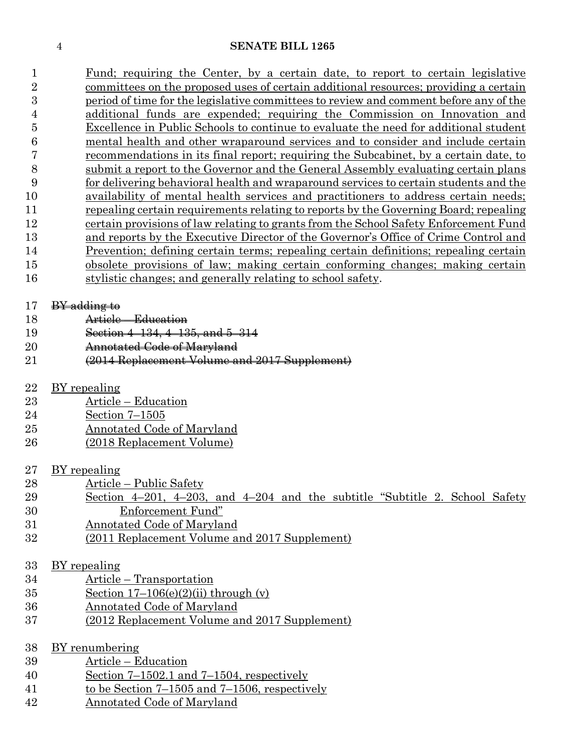Fund; requiring the Center, by a certain date, to report to certain legislative committees on the proposed uses of certain additional resources; providing a certain period of time for the legislative committees to review and comment before any of the additional funds are expended; requiring the Commission on Innovation and Excellence in Public Schools to continue to evaluate the need for additional student mental health and other wraparound services and to consider and include certain recommendations in its final report; requiring the Subcabinet, by a certain date, to submit a report to the Governor and the General Assembly evaluating certain plans for delivering behavioral health and wraparound services to certain students and the availability of mental health services and practitioners to address certain needs; repealing certain requirements relating to reports by the Governing Board; repealing certain provisions of law relating to grants from the School Safety Enforcement Fund and reports by the Executive Director of the Governor's Office of Crime Control and Prevention; defining certain terms; repealing certain definitions; repealing certain obsolete provisions of law; making certain conforming changes; making certain stylistic changes; and generally relating to school safety.

~~BY adding to~~
~~Article – Education~~
~~Section 4–134, 4–135, and 5–314~~
~~Annotated Code of Maryland~~
~~(2014 Replacement Volume and 2017 Supplement)~~

BY repealing
Article – Education
Section 7–1505
Annotated Code of Maryland
(2018 Replacement Volume)

BY repealing
Article – Public Safety
Section 4–201, 4–203, and 4–204 and the subtitle "Subtitle 2. School Safety Enforcement Fund"
Annotated Code of Maryland
(2011 Replacement Volume and 2017 Supplement)

BY repealing
Article – Transportation
Section 17–106(e)(2)(ii) through (v)
Annotated Code of Maryland
(2012 Replacement Volume and 2017 Supplement)

BY renumbering
Article – Education
Section 7–1502.1 and 7–1504, respectively
to be Section 7–1505 and 7–1506, respectively
Annotated Code of Maryland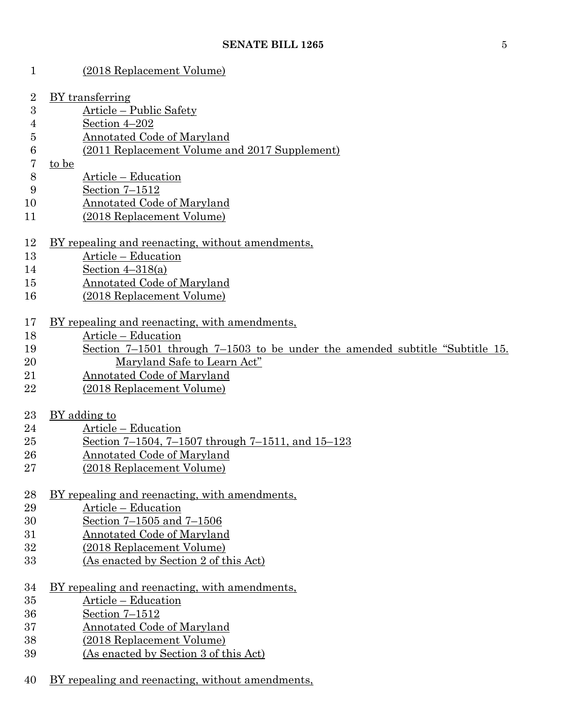(2018 Replacement Volume)

BY transferring
Article – Public Safety
Section 4–202
Annotated Code of Maryland
(2011 Replacement Volume and 2017 Supplement)
to be
Article – Education
Section 7–1512
Annotated Code of Maryland
(2018 Replacement Volume)

BY repealing and reenacting, without amendments,
Article – Education
Section 4–318(a)
Annotated Code of Maryland
(2018 Replacement Volume)

BY repealing and reenacting, with amendments,
Article – Education
Section 7–1501 through 7–1503 to be under the amended subtitle "Subtitle 15. Maryland Safe to Learn Act"
Annotated Code of Maryland
(2018 Replacement Volume)

BY adding to
Article – Education
Section 7–1504, 7–1507 through 7–1511, and 15–123
Annotated Code of Maryland
(2018 Replacement Volume)

BY repealing and reenacting, with amendments,
Article – Education
Section 7–1505 and 7–1506
Annotated Code of Maryland
(2018 Replacement Volume)
(As enacted by Section 2 of this Act)

BY repealing and reenacting, with amendments,
Article – Education
Section 7–1512
Annotated Code of Maryland
(2018 Replacement Volume)
(As enacted by Section 3 of this Act)

BY repealing and reenacting, without amendments,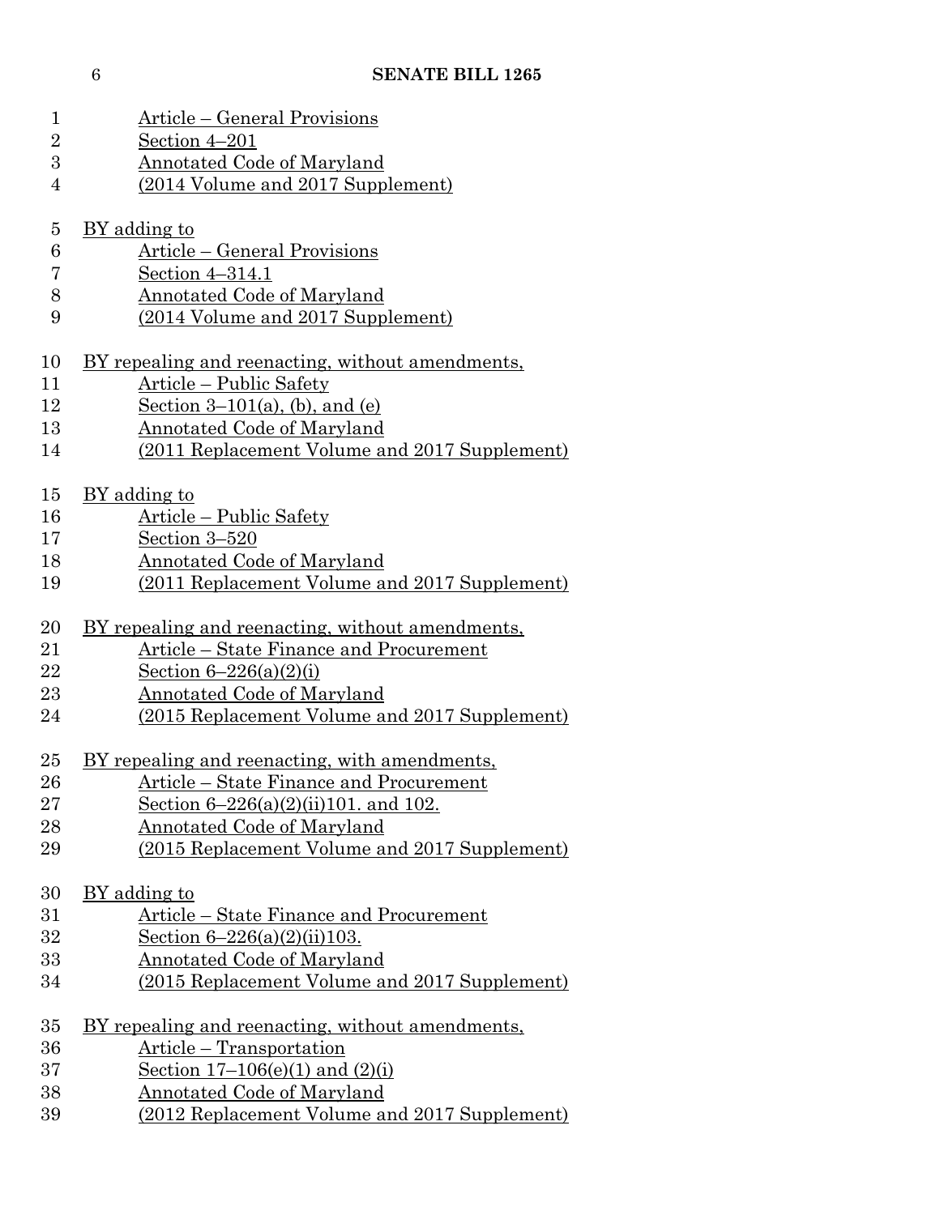Article – General Provisions
Section 4–201
Annotated Code of Maryland
(2014 Volume and 2017 Supplement)

BY adding to
Article – General Provisions
Section 4–314.1
Annotated Code of Maryland
(2014 Volume and 2017 Supplement)

BY repealing and reenacting, without amendments,
Article – Public Safety
Section 3–101(a), (b), and (e)
Annotated Code of Maryland
(2011 Replacement Volume and 2017 Supplement)

BY adding to
Article – Public Safety
Section 3–520
Annotated Code of Maryland
(2011 Replacement Volume and 2017 Supplement)

BY repealing and reenacting, without amendments,
Article – State Finance and Procurement
Section 6–226(a)(2)(i)
Annotated Code of Maryland
(2015 Replacement Volume and 2017 Supplement)

BY repealing and reenacting, with amendments,
Article – State Finance and Procurement
Section 6–226(a)(2)(ii)101. and 102.
Annotated Code of Maryland
(2015 Replacement Volume and 2017 Supplement)

BY adding to
Article – State Finance and Procurement
Section 6–226(a)(2)(ii)103.
Annotated Code of Maryland
(2015 Replacement Volume and 2017 Supplement)

BY repealing and reenacting, without amendments,
Article – Transportation
Section 17–106(e)(1) and (2)(i)
Annotated Code of Maryland
(2012 Replacement Volume and 2017 Supplement)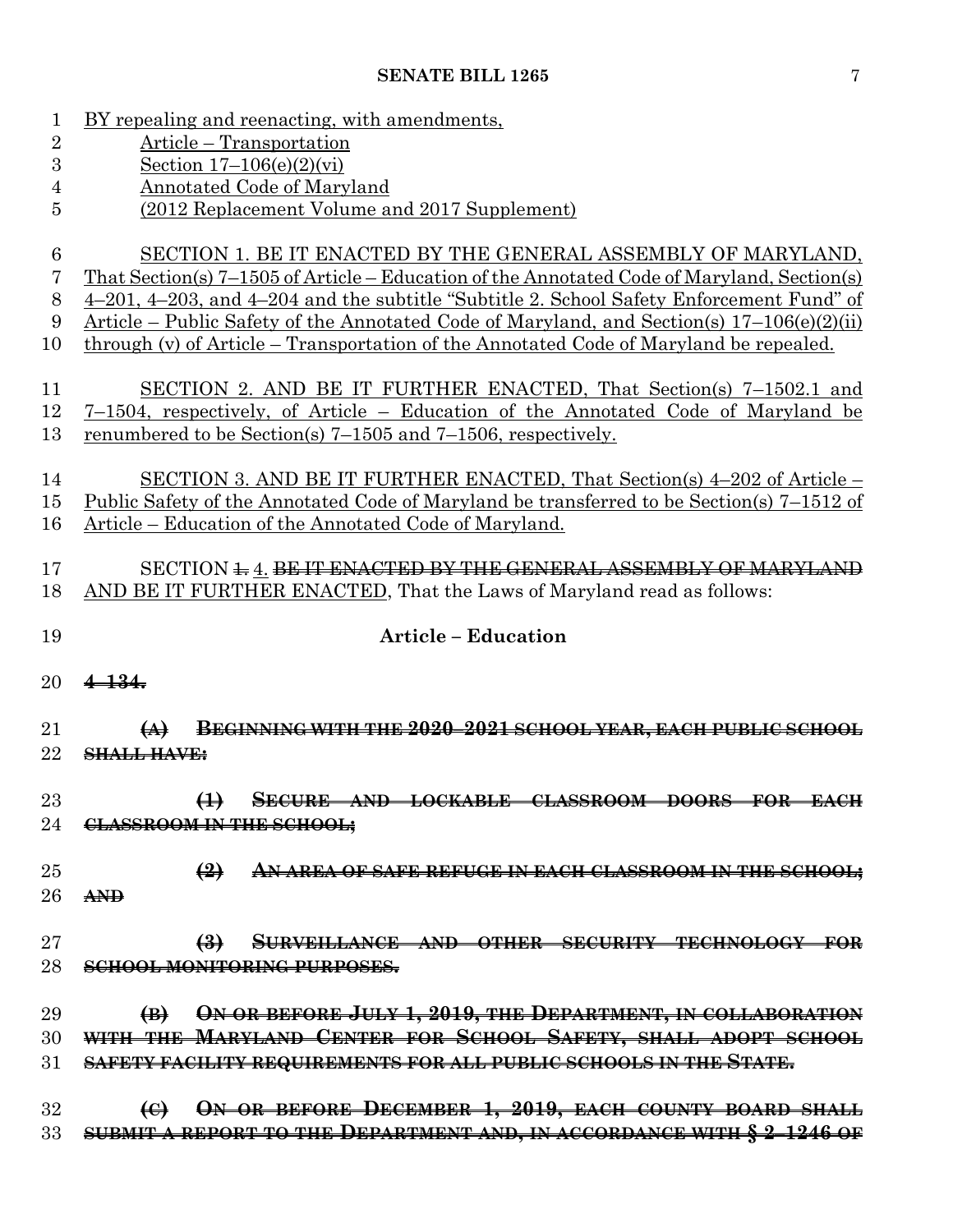BY repealing and reenacting, with amendments,
Article – Transportation
Section 17–106(e)(2)(vi)
Annotated Code of Maryland
(2012 Replacement Volume and 2017 Supplement)

SECTION 1. BE IT ENACTED BY THE GENERAL ASSEMBLY OF MARYLAND, That Section(s) 7–1505 of Article – Education of the Annotated Code of Maryland, Section(s) 4–201, 4–203, and 4–204 and the subtitle "Subtitle 2. School Safety Enforcement Fund" of Article – Public Safety of the Annotated Code of Maryland, and Section(s) 17–106(e)(2)(ii) through (v) of Article – Transportation of the Annotated Code of Maryland be repealed.

SECTION 2. AND BE IT FURTHER ENACTED, That Section(s) 7–1502.1 and 7–1504, respectively, of Article – Education of the Annotated Code of Maryland be renumbered to be Section(s) 7–1505 and 7–1506, respectively.

SECTION 3. AND BE IT FURTHER ENACTED, That Section(s) 4–202 of Article – Public Safety of the Annotated Code of Maryland be transferred to be Section(s) 7–1512 of Article – Education of the Annotated Code of Maryland.

SECTION ~~1.~~ 4. ~~BE IT ENACTED BY THE GENERAL ASSEMBLY OF MARYLAND~~ AND BE IT FURTHER ENACTED, That the Laws of Maryland read as follows:

**Article – Education**

~~**4–134.**~~

~~**(A) BEGINNING WITH THE 2020–2021 SCHOOL YEAR, EACH PUBLIC SCHOOL SHALL HAVE:**~~

~~**(1) SECURE AND LOCKABLE CLASSROOM DOORS FOR EACH CLASSROOM IN THE SCHOOL;**~~

~~**(2) AN AREA OF SAFE REFUGE IN EACH CLASSROOM IN THE SCHOOL; AND**~~

~~**(3) SURVEILLANCE AND OTHER SECURITY TECHNOLOGY FOR SCHOOL MONITORING PURPOSES.**~~

~~**(B) ON OR BEFORE JULY 1, 2019, THE DEPARTMENT, IN COLLABORATION WITH THE MARYLAND CENTER FOR SCHOOL SAFETY, SHALL ADOPT SCHOOL SAFETY FACILITY REQUIREMENTS FOR ALL PUBLIC SCHOOLS IN THE STATE.**~~

~~**(C) ON OR BEFORE DECEMBER 1, 2019, EACH COUNTY BOARD SHALL SUBMIT A REPORT TO THE DEPARTMENT AND, IN ACCORDANCE WITH § 2–1246 OF**~~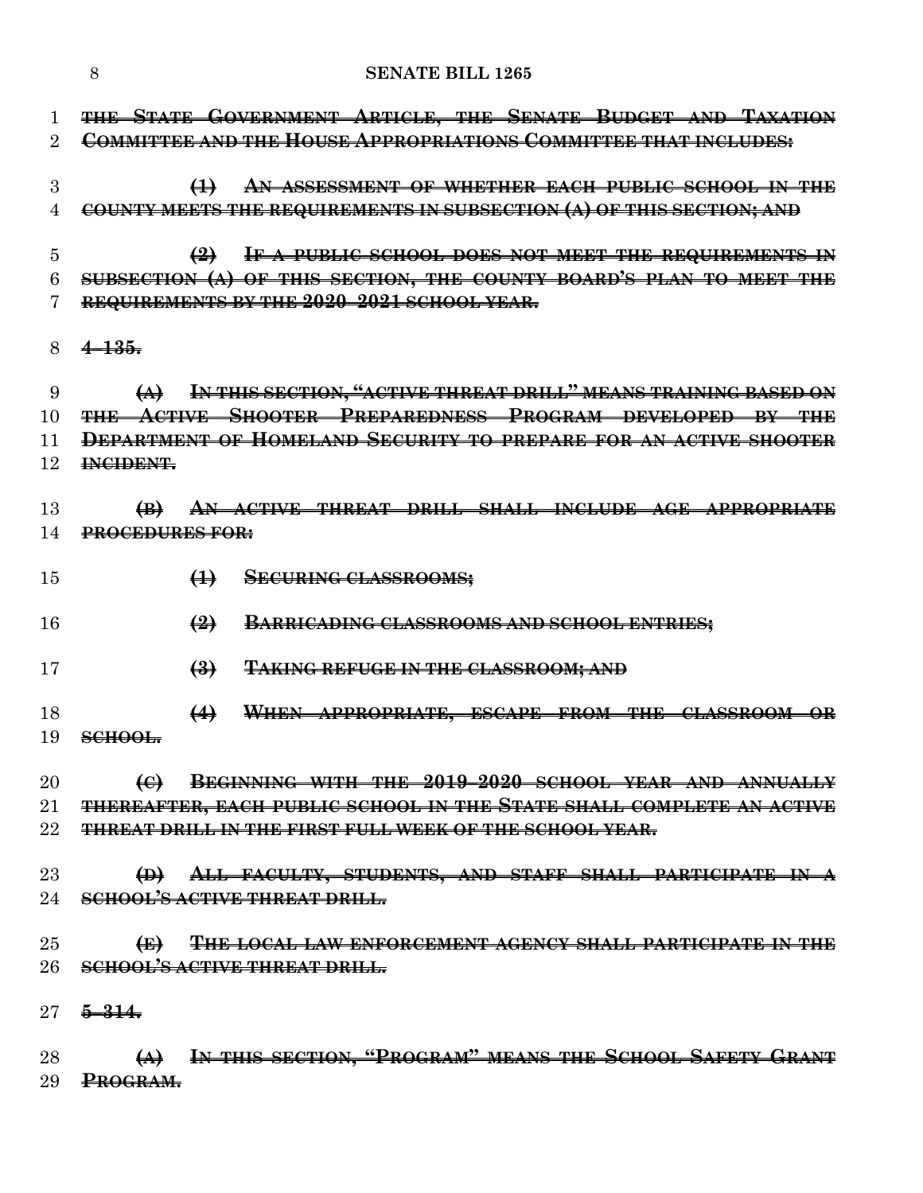~~THE STATE GOVERNMENT ARTICLE, THE SENATE BUDGET AND TAXATION COMMITTEE AND THE HOUSE APPROPRIATIONS COMMITTEE THAT INCLUDES:~~

~~(1) AN ASSESSMENT OF WHETHER EACH PUBLIC SCHOOL IN THE COUNTY MEETS THE REQUIREMENTS IN SUBSECTION (A) OF THIS SECTION; AND~~

~~(2) IF A PUBLIC SCHOOL DOES NOT MEET THE REQUIREMENTS IN SUBSECTION (A) OF THIS SECTION, THE COUNTY BOARD'S PLAN TO MEET THE REQUIREMENTS BY THE 2020–2021 SCHOOL YEAR.~~

~~**4–135.**~~

~~(A) IN THIS SECTION, "ACTIVE THREAT DRILL" MEANS TRAINING BASED ON THE ACTIVE SHOOTER PREPAREDNESS PROGRAM DEVELOPED BY THE DEPARTMENT OF HOMELAND SECURITY TO PREPARE FOR AN ACTIVE SHOOTER INCIDENT.~~

~~(B) AN ACTIVE THREAT DRILL SHALL INCLUDE AGE APPROPRIATE PROCEDURES FOR:~~

~~(1) SECURING CLASSROOMS;~~

~~(2) BARRICADING CLASSROOMS AND SCHOOL ENTRIES;~~

~~(3) TAKING REFUGE IN THE CLASSROOM; AND~~

~~(4) WHEN APPROPRIATE, ESCAPE FROM THE CLASSROOM OR SCHOOL.~~

~~(C) BEGINNING WITH THE 2019–2020 SCHOOL YEAR AND ANNUALLY THEREAFTER, EACH PUBLIC SCHOOL IN THE STATE SHALL COMPLETE AN ACTIVE THREAT DRILL IN THE FIRST FULL WEEK OF THE SCHOOL YEAR.~~

~~(D) ALL FACULTY, STUDENTS, AND STAFF SHALL PARTICIPATE IN A SCHOOL'S ACTIVE THREAT DRILL.~~

~~(E) THE LOCAL LAW ENFORCEMENT AGENCY SHALL PARTICIPATE IN THE SCHOOL'S ACTIVE THREAT DRILL.~~

~~**5–314.**~~

~~(A) IN THIS SECTION, "PROGRAM" MEANS THE SCHOOL SAFETY GRANT PROGRAM.~~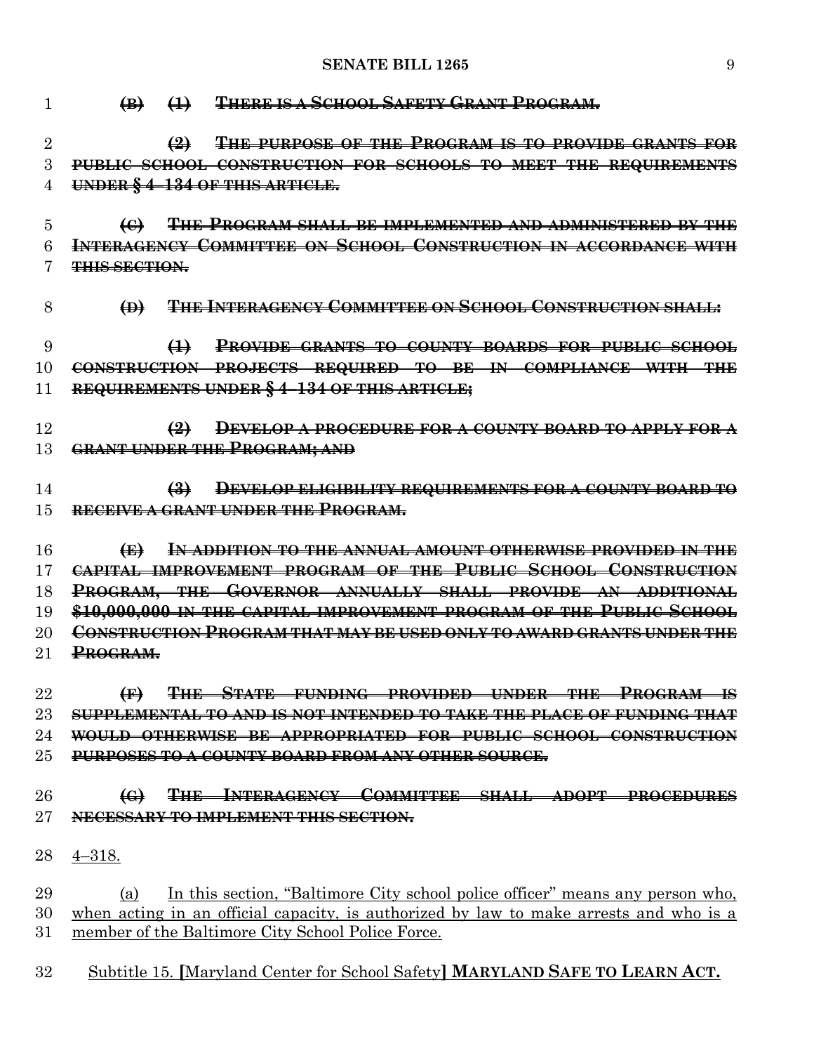~~**(B) (1) THERE IS A SCHOOL SAFETY GRANT PROGRAM.**~~

~~**(2) THE PURPOSE OF THE PROGRAM IS TO PROVIDE GRANTS FOR PUBLIC SCHOOL CONSTRUCTION FOR SCHOOLS TO MEET THE REQUIREMENTS UNDER § 4–134 OF THIS ARTICLE.**~~

~~**(C) THE PROGRAM SHALL BE IMPLEMENTED AND ADMINISTERED BY THE INTERAGENCY COMMITTEE ON SCHOOL CONSTRUCTION IN ACCORDANCE WITH THIS SECTION.**~~

~~**(D) THE INTERAGENCY COMMITTEE ON SCHOOL CONSTRUCTION SHALL:**~~

~~**(1) PROVIDE GRANTS TO COUNTY BOARDS FOR PUBLIC SCHOOL CONSTRUCTION PROJECTS REQUIRED TO BE IN COMPLIANCE WITH THE REQUIREMENTS UNDER § 4–134 OF THIS ARTICLE;**~~

~~**(2) DEVELOP A PROCEDURE FOR A COUNTY BOARD TO APPLY FOR A GRANT UNDER THE PROGRAM; AND**~~

~~**(3) DEVELOP ELIGIBILITY REQUIREMENTS FOR A COUNTY BOARD TO RECEIVE A GRANT UNDER THE PROGRAM.**~~

~~**(E) IN ADDITION TO THE ANNUAL AMOUNT OTHERWISE PROVIDED IN THE CAPITAL IMPROVEMENT PROGRAM OF THE PUBLIC SCHOOL CONSTRUCTION PROGRAM, THE GOVERNOR ANNUALLY SHALL PROVIDE AN ADDITIONAL $10,000,000 IN THE CAPITAL IMPROVEMENT PROGRAM OF THE PUBLIC SCHOOL CONSTRUCTION PROGRAM THAT MAY BE USED ONLY TO AWARD GRANTS UNDER THE PROGRAM.**~~

~~**(F) THE STATE FUNDING PROVIDED UNDER THE PROGRAM IS SUPPLEMENTAL TO AND IS NOT INTENDED TO TAKE THE PLACE OF FUNDING THAT WOULD OTHERWISE BE APPROPRIATED FOR PUBLIC SCHOOL CONSTRUCTION PURPOSES TO A COUNTY BOARD FROM ANY OTHER SOURCE.**~~

~~**(G) THE INTERAGENCY COMMITTEE SHALL ADOPT PROCEDURES NECESSARY TO IMPLEMENT THIS SECTION.**~~

<u>4–318.</u>

<u>(a) In this section, "Baltimore City school police officer" means any person who, when acting in an official capacity, is authorized by law to make arrests and who is a member of the Baltimore City School Police Force.</u>

<u>Subtitle 15. **[**Maryland Center for School Safety**] MARYLAND SAFE TO LEARN ACT.**</u>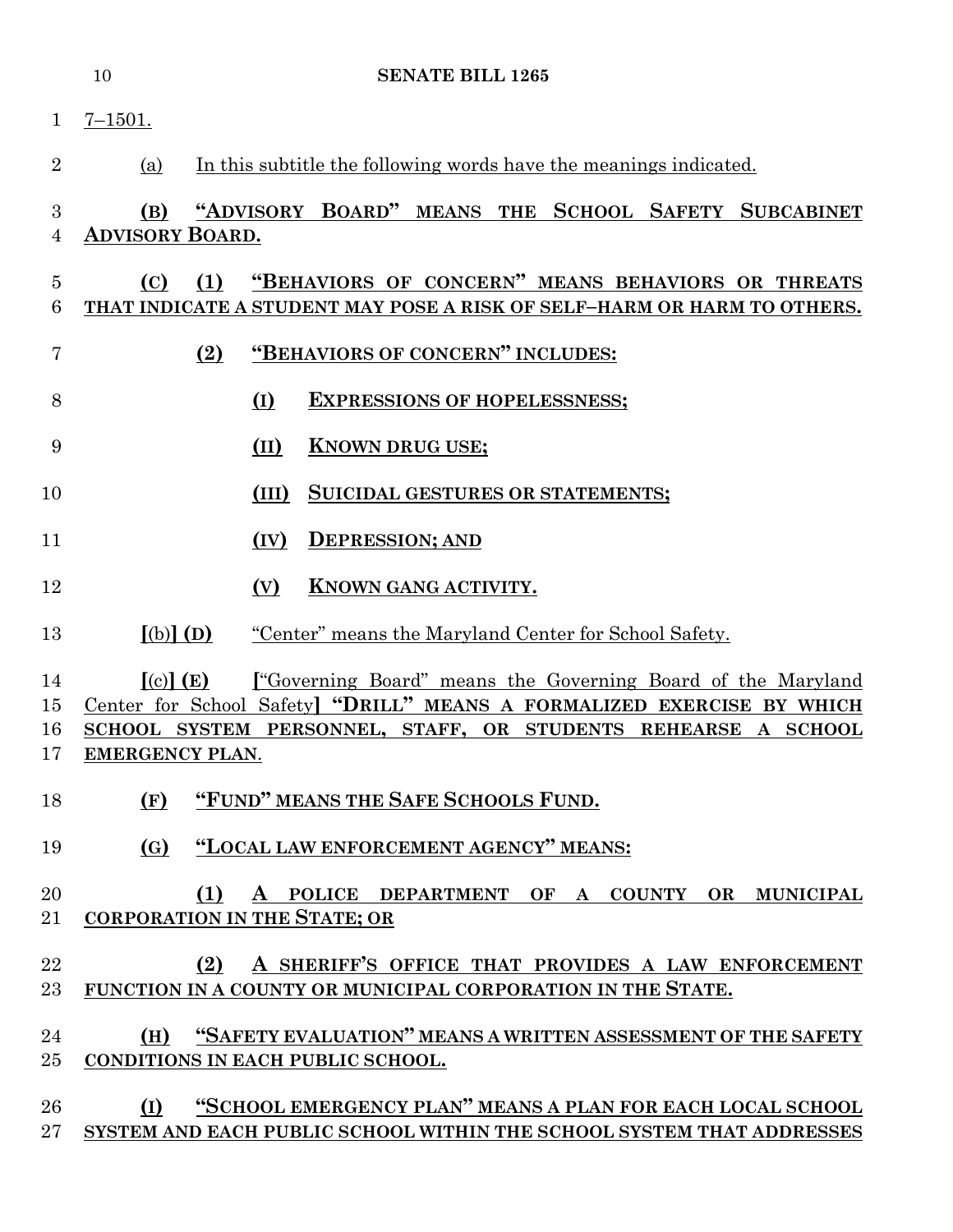7–1501.

(a) In this subtitle the following words have the meanings indicated.

**(B) "ADVISORY BOARD" MEANS THE SCHOOL SAFETY SUBCABINET ADVISORY BOARD.**

**(C) (1) "BEHAVIORS OF CONCERN" MEANS BEHAVIORS OR THREATS THAT INDICATE A STUDENT MAY POSE A RISK OF SELF–HARM OR HARM TO OTHERS.**

**(2) "BEHAVIORS OF CONCERN" INCLUDES:**

**(I) EXPRESSIONS OF HOPELESSNESS;**

**(II) KNOWN DRUG USE;**

**(III) SUICIDAL GESTURES OR STATEMENTS;**

**(IV) DEPRESSION; AND**

**(V) KNOWN GANG ACTIVITY.**

**[**(b)**] (D)** "Center" means the Maryland Center for School Safety.

**[**(c)**] (E)** **[**"Governing Board" means the Governing Board of the Maryland Center for School Safety**] "DRILL" MEANS A FORMALIZED EXERCISE BY WHICH SCHOOL SYSTEM PERSONNEL, STAFF, OR STUDENTS REHEARSE A SCHOOL EMERGENCY PLAN**.

**(F) "FUND" MEANS THE SAFE SCHOOLS FUND.**

**(G) "LOCAL LAW ENFORCEMENT AGENCY" MEANS:**

**(1) A POLICE DEPARTMENT OF A COUNTY OR MUNICIPAL CORPORATION IN THE STATE; OR**

**(2) A SHERIFF'S OFFICE THAT PROVIDES A LAW ENFORCEMENT FUNCTION IN A COUNTY OR MUNICIPAL CORPORATION IN THE STATE.**

**(H) "SAFETY EVALUATION" MEANS A WRITTEN ASSESSMENT OF THE SAFETY CONDITIONS IN EACH PUBLIC SCHOOL.**

**(I) "SCHOOL EMERGENCY PLAN" MEANS A PLAN FOR EACH LOCAL SCHOOL SYSTEM AND EACH PUBLIC SCHOOL WITHIN THE SCHOOL SYSTEM THAT ADDRESSES**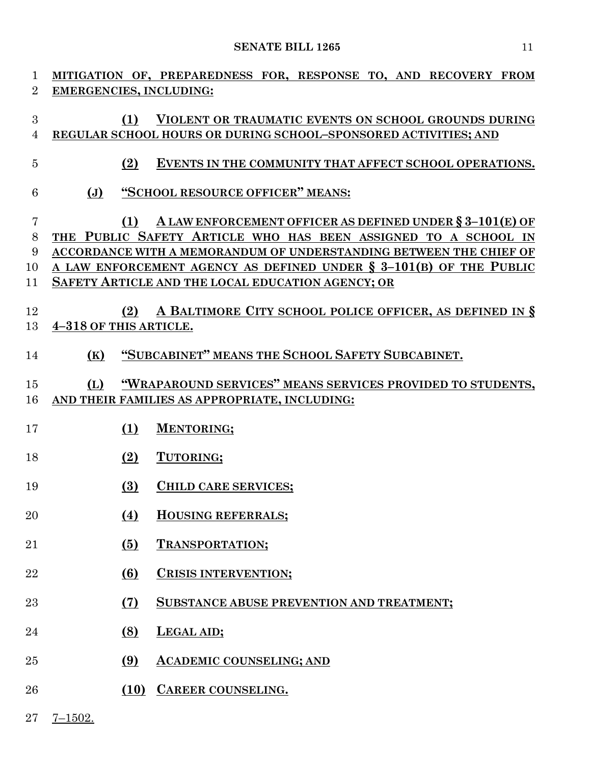MITIGATION OF, PREPAREDNESS FOR, RESPONSE TO, AND RECOVERY FROM EMERGENCIES, INCLUDING:

(1) VIOLENT OR TRAUMATIC EVENTS ON SCHOOL GROUNDS DURING REGULAR SCHOOL HOURS OR DURING SCHOOL–SPONSORED ACTIVITIES; AND

(2) EVENTS IN THE COMMUNITY THAT AFFECT SCHOOL OPERATIONS.

(J) "SCHOOL RESOURCE OFFICER" MEANS:

(1) A LAW ENFORCEMENT OFFICER AS DEFINED UNDER § 3–101(E) OF THE PUBLIC SAFETY ARTICLE WHO HAS BEEN ASSIGNED TO A SCHOOL IN ACCORDANCE WITH A MEMORANDUM OF UNDERSTANDING BETWEEN THE CHIEF OF A LAW ENFORCEMENT AGENCY AS DEFINED UNDER § 3–101(B) OF THE PUBLIC SAFETY ARTICLE AND THE LOCAL EDUCATION AGENCY; OR

(2) A BALTIMORE CITY SCHOOL POLICE OFFICER, AS DEFINED IN § 4–318 OF THIS ARTICLE.

(K) "SUBCABINET" MEANS THE SCHOOL SAFETY SUBCABINET.

(L) "WRAPAROUND SERVICES" MEANS SERVICES PROVIDED TO STUDENTS, AND THEIR FAMILIES AS APPROPRIATE, INCLUDING:

(1) MENTORING;

(2) TUTORING;

(3) CHILD CARE SERVICES;

(4) HOUSING REFERRALS;

(5) TRANSPORTATION;

(6) CRISIS INTERVENTION;

(7) SUBSTANCE ABUSE PREVENTION AND TREATMENT;

(8) LEGAL AID;

(9) ACADEMIC COUNSELING; AND

(10) CAREER COUNSELING.

7–1502.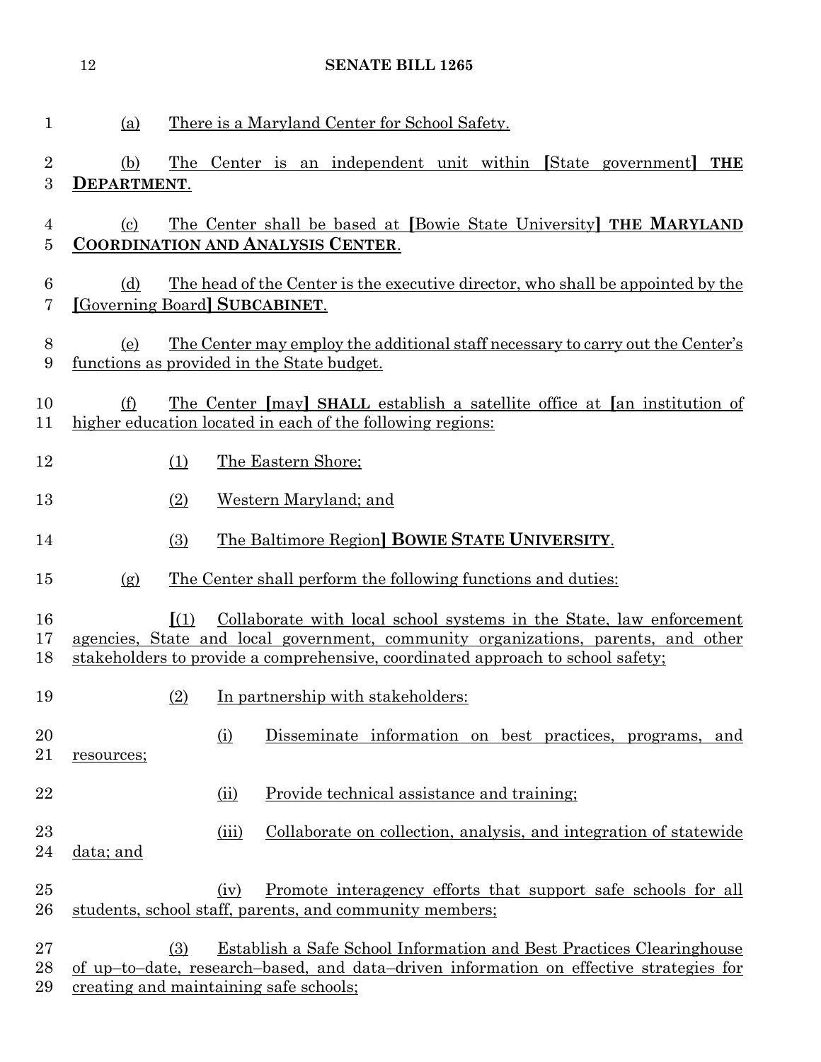(a) There is a Maryland Center for School Safety.

(b) The Center is an independent unit within [State government] **THE DEPARTMENT**.

(c) The Center shall be based at [Bowie State University] **THE MARYLAND COORDINATION AND ANALYSIS CENTER**.

(d) The head of the Center is the executive director, who shall be appointed by the [Governing Board] **SUBCABINET**.

(e) The Center may employ the additional staff necessary to carry out the Center's functions as provided in the State budget.

(f) The Center [may] **SHALL** establish a satellite office at [an institution of higher education located in each of the following regions:

(1) The Eastern Shore;

(2) Western Maryland; and

(3) The Baltimore Region] **BOWIE STATE UNIVERSITY**.

(g) The Center shall perform the following functions and duties:

[(1) Collaborate with local school systems in the State, law enforcement agencies, State and local government, community organizations, parents, and other stakeholders to provide a comprehensive, coordinated approach to school safety;

(2) In partnership with stakeholders:

(i) Disseminate information on best practices, programs, and resources;

(ii) Provide technical assistance and training;

(iii) Collaborate on collection, analysis, and integration of statewide data; and

(iv) Promote interagency efforts that support safe schools for all students, school staff, parents, and community members;

(3) Establish a Safe School Information and Best Practices Clearinghouse of up–to–date, research–based, and data–driven information on effective strategies for creating and maintaining safe schools;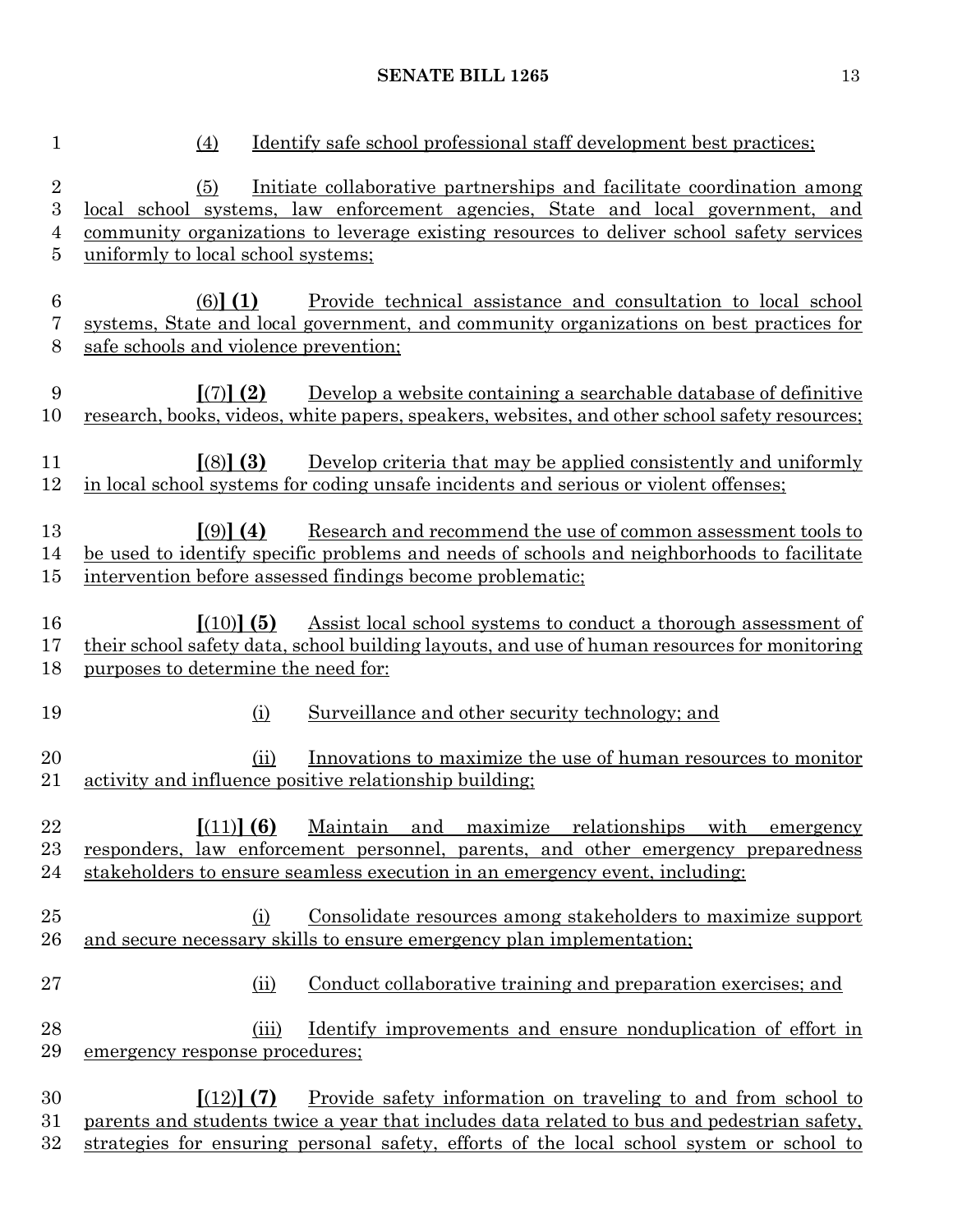(4) Identify safe school professional staff development best practices;

(5) Initiate collaborative partnerships and facilitate coordination among local school systems, law enforcement agencies, State and local government, and community organizations to leverage existing resources to deliver school safety services uniformly to local school systems;

(6)**] (1)** Provide technical assistance and consultation to local school systems, State and local government, and community organizations on best practices for safe schools and violence prevention;

**[**(7)**] (2)** Develop a website containing a searchable database of definitive research, books, videos, white papers, speakers, websites, and other school safety resources;

**[**(8)**] (3)** Develop criteria that may be applied consistently and uniformly in local school systems for coding unsafe incidents and serious or violent offenses;

**[**(9)**] (4)** Research and recommend the use of common assessment tools to be used to identify specific problems and needs of schools and neighborhoods to facilitate intervention before assessed findings become problematic;

**[**(10)**] (5)** Assist local school systems to conduct a thorough assessment of their school safety data, school building layouts, and use of human resources for monitoring purposes to determine the need for:

(i) Surveillance and other security technology; and

(ii) Innovations to maximize the use of human resources to monitor activity and influence positive relationship building;

**[**(11)**] (6)** Maintain and maximize relationships with emergency responders, law enforcement personnel, parents, and other emergency preparedness stakeholders to ensure seamless execution in an emergency event, including:

(i) Consolidate resources among stakeholders to maximize support and secure necessary skills to ensure emergency plan implementation;

(ii) Conduct collaborative training and preparation exercises; and

(iii) Identify improvements and ensure nonduplication of effort in emergency response procedures;

**[**(12)**] (7)** Provide safety information on traveling to and from school to parents and students twice a year that includes data related to bus and pedestrian safety, strategies for ensuring personal safety, efforts of the local school system or school to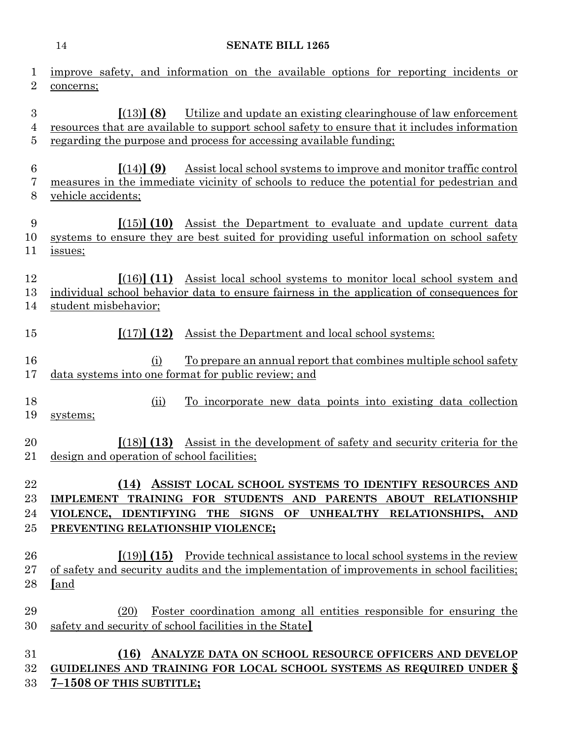improve safety, and information on the available options for reporting incidents or concerns;

[(13)] **(8)** Utilize and update an existing clearinghouse of law enforcement resources that are available to support school safety to ensure that it includes information regarding the purpose and process for accessing available funding;

[(14)] **(9)** Assist local school systems to improve and monitor traffic control measures in the immediate vicinity of schools to reduce the potential for pedestrian and vehicle accidents;

[(15)] **(10)** Assist the Department to evaluate and update current data systems to ensure they are best suited for providing useful information on school safety issues;

[(16)] **(11)** Assist local school systems to monitor local school system and individual school behavior data to ensure fairness in the application of consequences for student misbehavior;

[(17)] **(12)** Assist the Department and local school systems:

(i) To prepare an annual report that combines multiple school safety data systems into one format for public review; and

(ii) To incorporate new data points into existing data collection systems;

[(18)] **(13)** Assist in the development of safety and security criteria for the design and operation of school facilities;

**(14) ASSIST LOCAL SCHOOL SYSTEMS TO IDENTIFY RESOURCES AND IMPLEMENT TRAINING FOR STUDENTS AND PARENTS ABOUT RELATIONSHIP VIOLENCE, IDENTIFYING THE SIGNS OF UNHEALTHY RELATIONSHIPS, AND PREVENTING RELATIONSHIP VIOLENCE;**

[(19)] **(15)** Provide technical assistance to local school systems in the review of safety and security audits and the implementation of improvements in school facilities; [and

(20) Foster coordination among all entities responsible for ensuring the safety and security of school facilities in the State]

**(16) ANALYZE DATA ON SCHOOL RESOURCE OFFICERS AND DEVELOP GUIDELINES AND TRAINING FOR LOCAL SCHOOL SYSTEMS AS REQUIRED UNDER § 7–1508 OF THIS SUBTITLE;**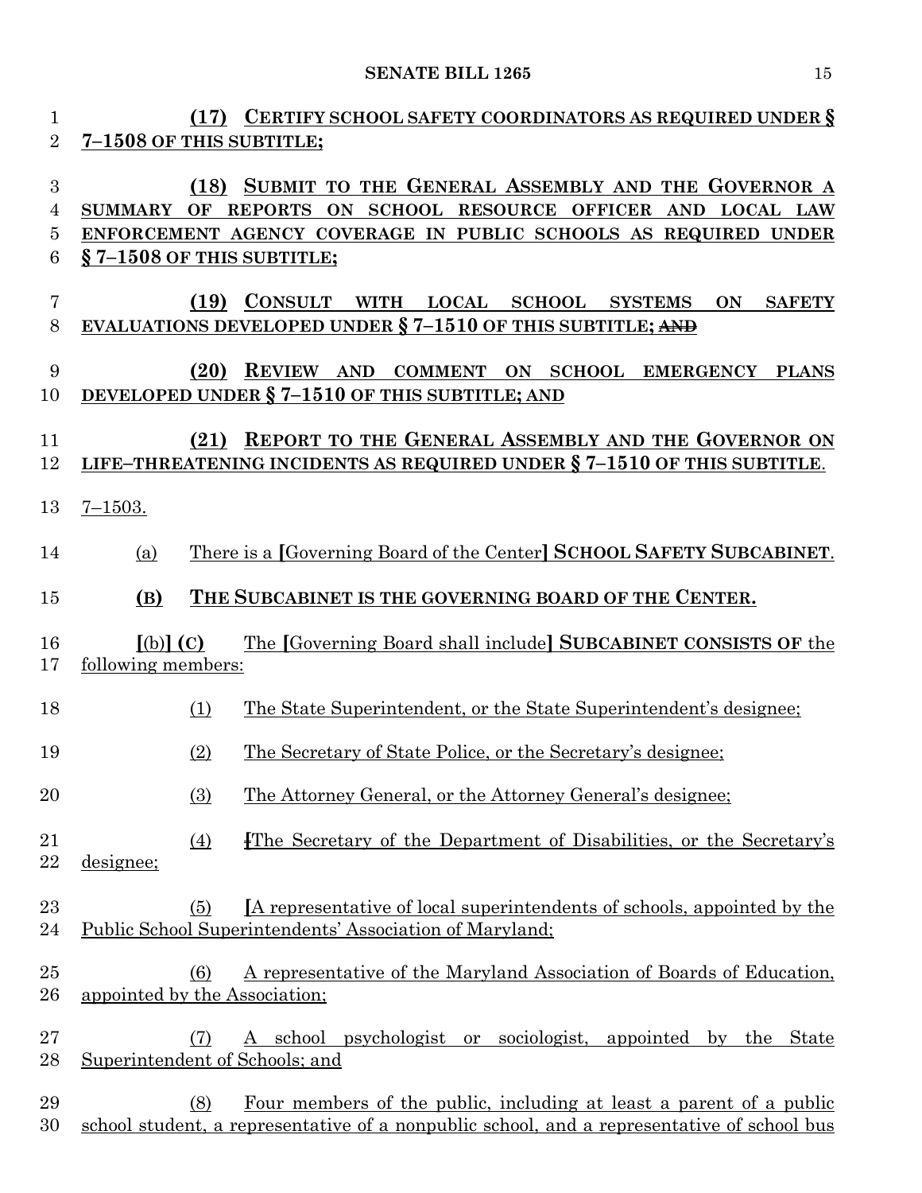(17) CERTIFY SCHOOL SAFETY COORDINATORS AS REQUIRED UNDER § 7–1508 OF THIS SUBTITLE;

(18) SUBMIT TO THE GENERAL ASSEMBLY AND THE GOVERNOR A SUMMARY OF REPORTS ON SCHOOL RESOURCE OFFICER AND LOCAL LAW ENFORCEMENT AGENCY COVERAGE IN PUBLIC SCHOOLS AS REQUIRED UNDER § 7–1508 OF THIS SUBTITLE;

(19) CONSULT WITH LOCAL SCHOOL SYSTEMS ON SAFETY EVALUATIONS DEVELOPED UNDER § 7–1510 OF THIS SUBTITLE; ~~AND~~

(20) REVIEW AND COMMENT ON SCHOOL EMERGENCY PLANS DEVELOPED UNDER § 7–1510 OF THIS SUBTITLE; AND

(21) REPORT TO THE GENERAL ASSEMBLY AND THE GOVERNOR ON LIFE–THREATENING INCIDENTS AS REQUIRED UNDER § 7–1510 OF THIS SUBTITLE.

7–1503.

(a) There is a [Governing Board of the Center] **SCHOOL SAFETY SUBCABINET**.

**(B) THE SUBCABINET IS THE GOVERNING BOARD OF THE CENTER.**

[(b)] **(C)** The [Governing Board shall include] **SUBCABINET CONSISTS OF** the following members:

(1) The State Superintendent, or the State Superintendent's designee;

(2) The Secretary of State Police, or the Secretary's designee;

(3) The Attorney General, or the Attorney General's designee;

(4) ~~[~~The Secretary of the Department of Disabilities, or the Secretary's designee;

(5) [A representative of local superintendents of schools, appointed by the Public School Superintendents' Association of Maryland;

(6) A representative of the Maryland Association of Boards of Education, appointed by the Association;

(7) A school psychologist or sociologist, appointed by the State Superintendent of Schools; and

(8) Four members of the public, including at least a parent of a public school student, a representative of a nonpublic school, and a representative of school bus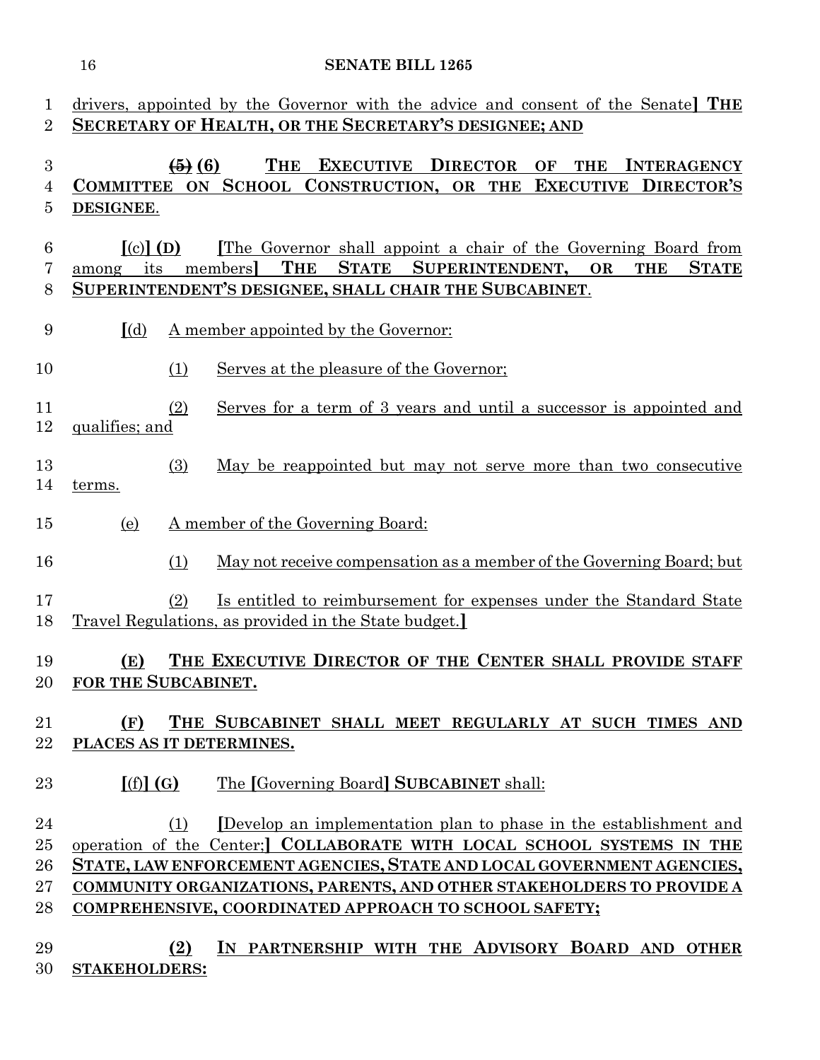drivers, appointed by the Governor with the advice and consent of the Senate**]** **THE SECRETARY OF HEALTH, OR THE SECRETARY'S DESIGNEE; AND**

~~(5)~~ **(6)** **THE EXECUTIVE DIRECTOR OF THE INTERAGENCY COMMITTEE ON SCHOOL CONSTRUCTION, OR THE EXECUTIVE DIRECTOR'S DESIGNEE**.

**[**(c)**]** **(D)** **[**The Governor shall appoint a chair of the Governing Board from among its members**]** **THE STATE SUPERINTENDENT, OR THE STATE SUPERINTENDENT'S DESIGNEE, SHALL CHAIR THE SUBCABINET**.

**[**(d) A member appointed by the Governor:

(1) Serves at the pleasure of the Governor;

(2) Serves for a term of 3 years and until a successor is appointed and qualifies; and

(3) May be reappointed but may not serve more than two consecutive terms.

(e) A member of the Governing Board:

(1) May not receive compensation as a member of the Governing Board; but

(2) Is entitled to reimbursement for expenses under the Standard State Travel Regulations, as provided in the State budget.**]**

**(E) THE EXECUTIVE DIRECTOR OF THE CENTER SHALL PROVIDE STAFF FOR THE SUBCABINET.**

**(F) THE SUBCABINET SHALL MEET REGULARLY AT SUCH TIMES AND PLACES AS IT DETERMINES.**

**[**(f)**]** **(G)** The **[**Governing Board**]** **SUBCABINET** shall:

(1) **[**Develop an implementation plan to phase in the establishment and operation of the Center;**]** **COLLABORATE WITH LOCAL SCHOOL SYSTEMS IN THE STATE, LAW ENFORCEMENT AGENCIES, STATE AND LOCAL GOVERNMENT AGENCIES, COMMUNITY ORGANIZATIONS, PARENTS, AND OTHER STAKEHOLDERS TO PROVIDE A COMPREHENSIVE, COORDINATED APPROACH TO SCHOOL SAFETY;**

**(2) IN PARTNERSHIP WITH THE ADVISORY BOARD AND OTHER STAKEHOLDERS:**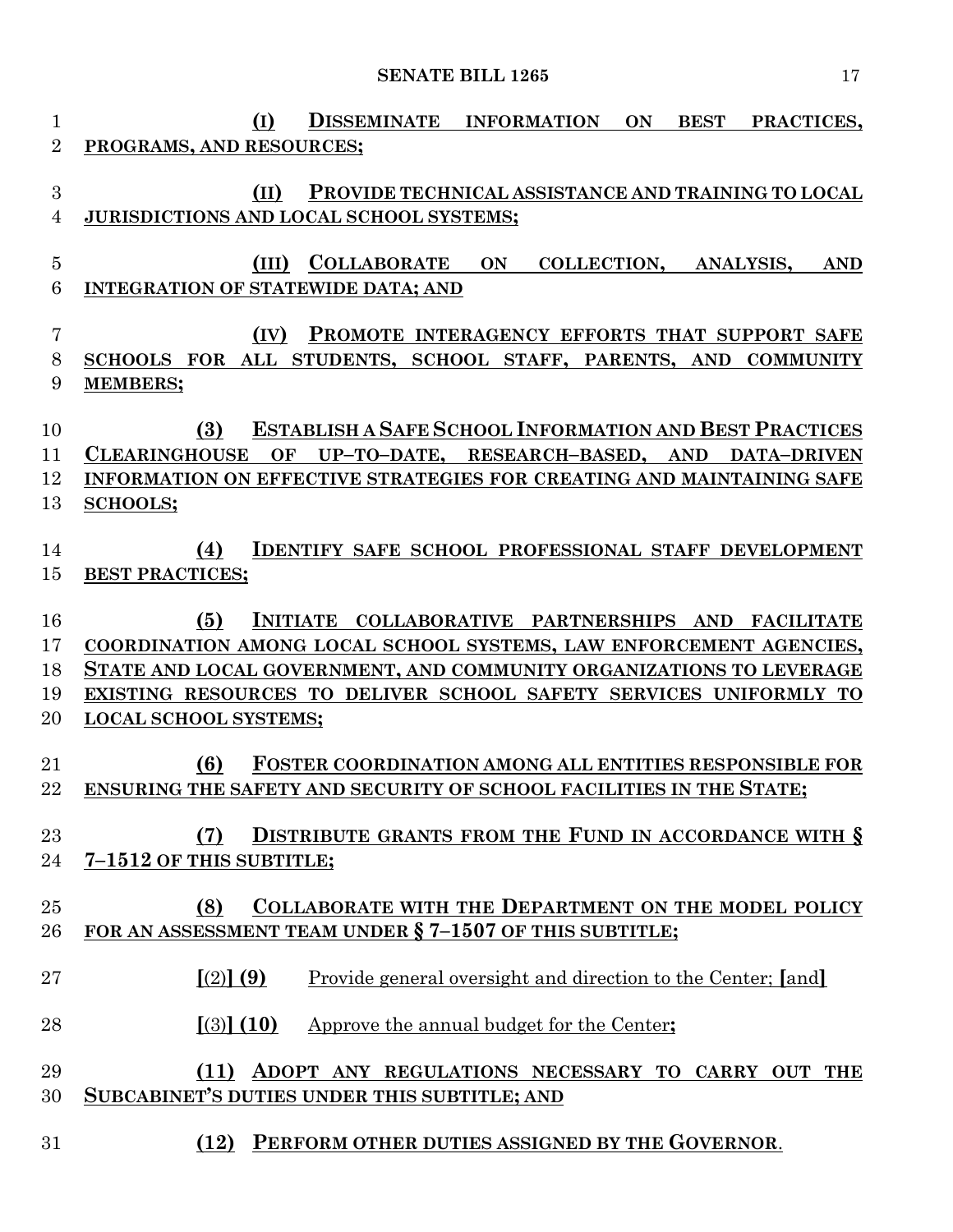(I) DISSEMINATE INFORMATION ON BEST PRACTICES, PROGRAMS, AND RESOURCES;

(II) PROVIDE TECHNICAL ASSISTANCE AND TRAINING TO LOCAL JURISDICTIONS AND LOCAL SCHOOL SYSTEMS;

(III) COLLABORATE ON COLLECTION, ANALYSIS, AND INTEGRATION OF STATEWIDE DATA; AND

(IV) PROMOTE INTERAGENCY EFFORTS THAT SUPPORT SAFE SCHOOLS FOR ALL STUDENTS, SCHOOL STAFF, PARENTS, AND COMMUNITY MEMBERS;

(3) ESTABLISH A SAFE SCHOOL INFORMATION AND BEST PRACTICES CLEARINGHOUSE OF UP–TO–DATE, RESEARCH–BASED, AND DATA–DRIVEN INFORMATION ON EFFECTIVE STRATEGIES FOR CREATING AND MAINTAINING SAFE SCHOOLS;

(4) IDENTIFY SAFE SCHOOL PROFESSIONAL STAFF DEVELOPMENT BEST PRACTICES;

(5) INITIATE COLLABORATIVE PARTNERSHIPS AND FACILITATE COORDINATION AMONG LOCAL SCHOOL SYSTEMS, LAW ENFORCEMENT AGENCIES, STATE AND LOCAL GOVERNMENT, AND COMMUNITY ORGANIZATIONS TO LEVERAGE EXISTING RESOURCES TO DELIVER SCHOOL SAFETY SERVICES UNIFORMLY TO LOCAL SCHOOL SYSTEMS;

(6) FOSTER COORDINATION AMONG ALL ENTITIES RESPONSIBLE FOR ENSURING THE SAFETY AND SECURITY OF SCHOOL FACILITIES IN THE STATE;

(7) DISTRIBUTE GRANTS FROM THE FUND IN ACCORDANCE WITH § 7–1512 OF THIS SUBTITLE;

(8) COLLABORATE WITH THE DEPARTMENT ON THE MODEL POLICY FOR AN ASSESSMENT TEAM UNDER § 7–1507 OF THIS SUBTITLE;

[(2)] (9) Provide general oversight and direction to the Center; [and]

[(3)] (10) Approve the annual budget for the Center;

(11) ADOPT ANY REGULATIONS NECESSARY TO CARRY OUT THE SUBCABINET'S DUTIES UNDER THIS SUBTITLE; AND

(12) PERFORM OTHER DUTIES ASSIGNED BY THE GOVERNOR.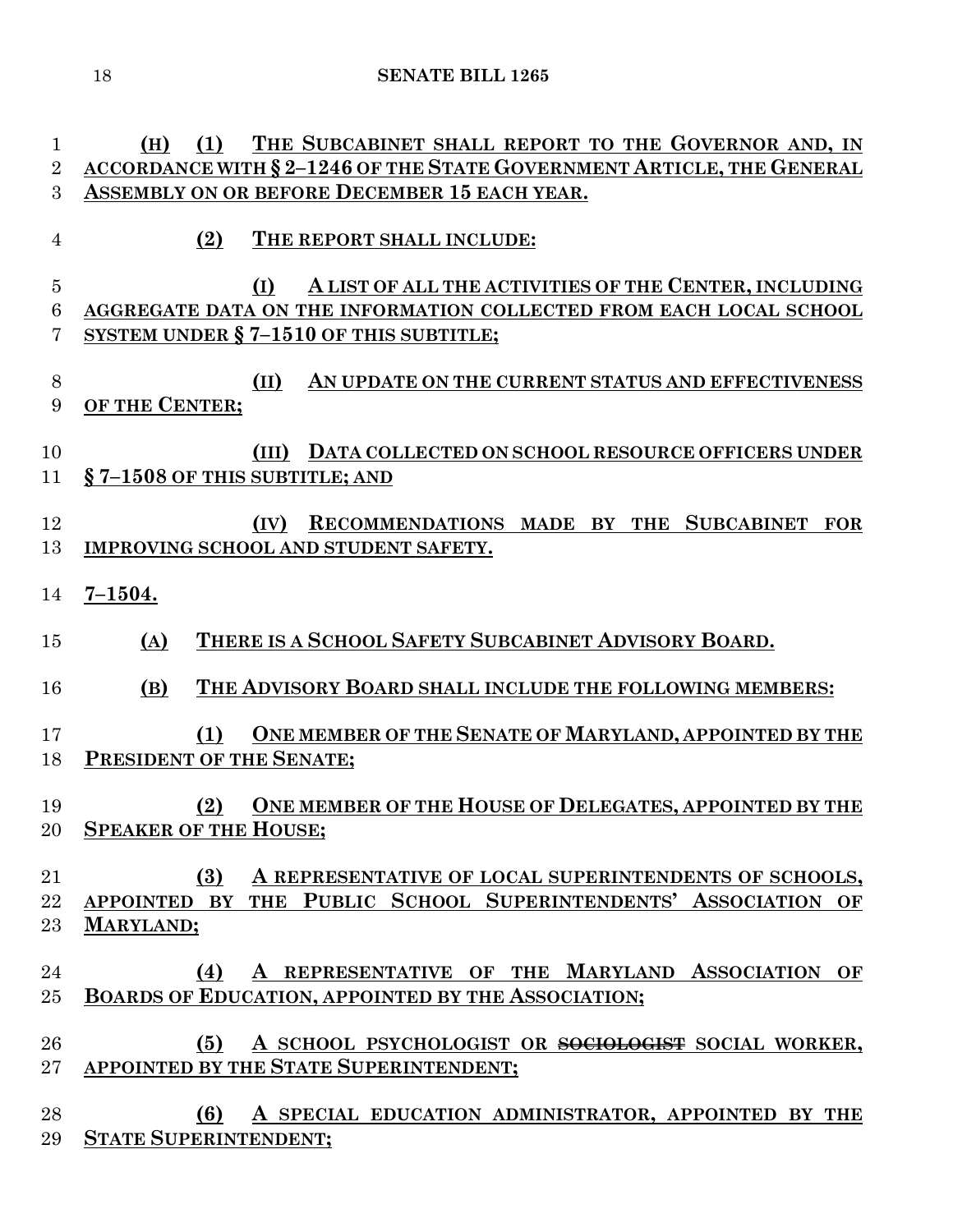(H) (1) THE SUBCABINET SHALL REPORT TO THE GOVERNOR AND, IN ACCORDANCE WITH § 2–1246 OF THE STATE GOVERNMENT ARTICLE, THE GENERAL ASSEMBLY ON OR BEFORE DECEMBER 15 EACH YEAR.

(2) THE REPORT SHALL INCLUDE:

(I) A LIST OF ALL THE ACTIVITIES OF THE CENTER, INCLUDING AGGREGATE DATA ON THE INFORMATION COLLECTED FROM EACH LOCAL SCHOOL SYSTEM UNDER § 7–1510 OF THIS SUBTITLE;

(II) AN UPDATE ON THE CURRENT STATUS AND EFFECTIVENESS OF THE CENTER;

(III) DATA COLLECTED ON SCHOOL RESOURCE OFFICERS UNDER § 7–1508 OF THIS SUBTITLE; AND

(IV) RECOMMENDATIONS MADE BY THE SUBCABINET FOR IMPROVING SCHOOL AND STUDENT SAFETY.

7–1504.

(A) THERE IS A SCHOOL SAFETY SUBCABINET ADVISORY BOARD.

(B) THE ADVISORY BOARD SHALL INCLUDE THE FOLLOWING MEMBERS:

(1) ONE MEMBER OF THE SENATE OF MARYLAND, APPOINTED BY THE PRESIDENT OF THE SENATE;

(2) ONE MEMBER OF THE HOUSE OF DELEGATES, APPOINTED BY THE SPEAKER OF THE HOUSE;

(3) A REPRESENTATIVE OF LOCAL SUPERINTENDENTS OF SCHOOLS, APPOINTED BY THE PUBLIC SCHOOL SUPERINTENDENTS' ASSOCIATION OF MARYLAND;

(4) A REPRESENTATIVE OF THE MARYLAND ASSOCIATION OF BOARDS OF EDUCATION, APPOINTED BY THE ASSOCIATION;

(5) A SCHOOL PSYCHOLOGIST OR ~~SOCIOLOGIST~~ SOCIAL WORKER, APPOINTED BY THE STATE SUPERINTENDENT;

(6) A SPECIAL EDUCATION ADMINISTRATOR, APPOINTED BY THE STATE SUPERINTENDENT;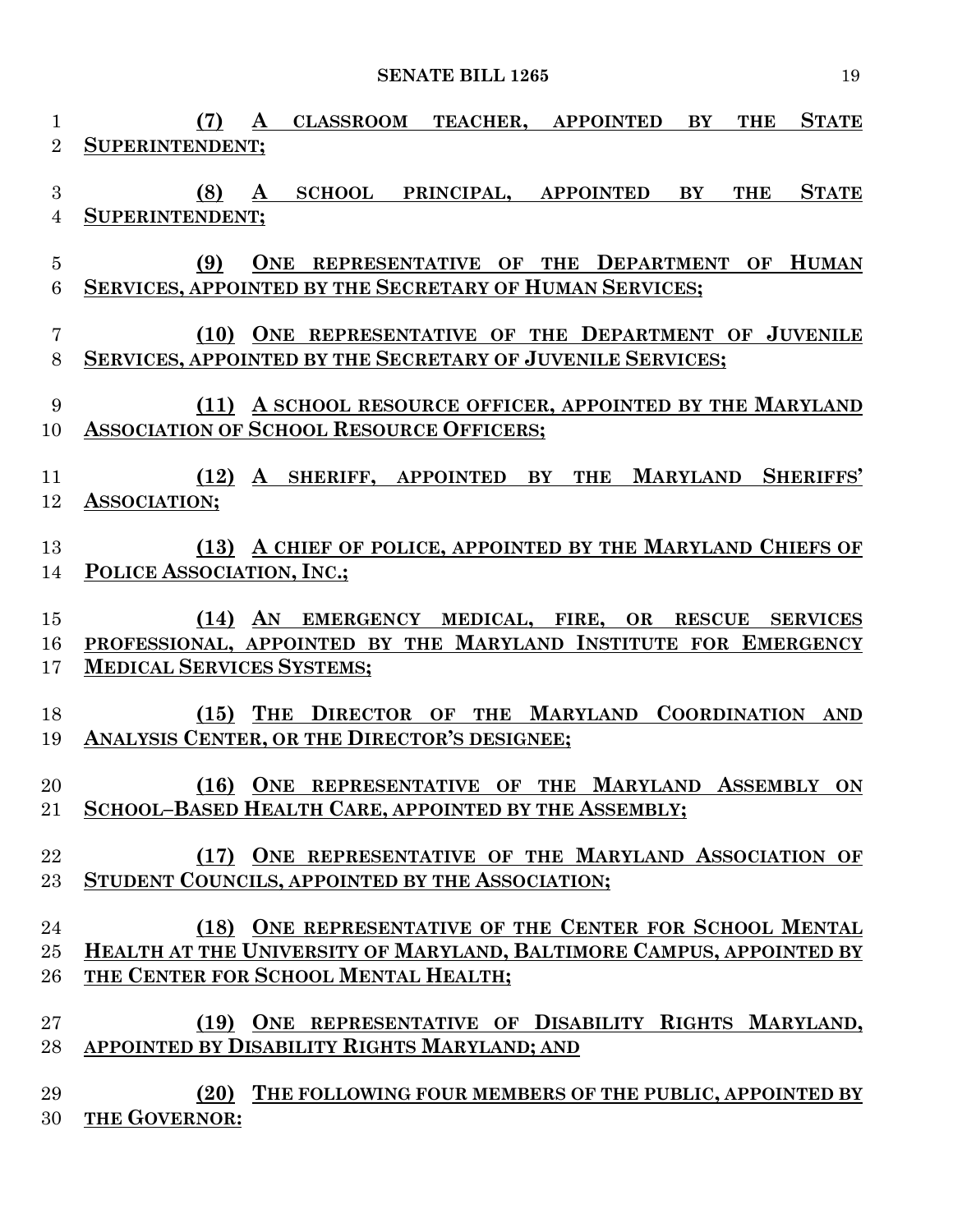**(7) A CLASSROOM TEACHER, APPOINTED BY THE STATE SUPERINTENDENT;**

**(8) A SCHOOL PRINCIPAL, APPOINTED BY THE STATE SUPERINTENDENT;**

**(9) ONE REPRESENTATIVE OF THE DEPARTMENT OF HUMAN SERVICES, APPOINTED BY THE SECRETARY OF HUMAN SERVICES;**

**(10) ONE REPRESENTATIVE OF THE DEPARTMENT OF JUVENILE SERVICES, APPOINTED BY THE SECRETARY OF JUVENILE SERVICES;**

**(11) A SCHOOL RESOURCE OFFICER, APPOINTED BY THE MARYLAND ASSOCIATION OF SCHOOL RESOURCE OFFICERS;**

**(12) A SHERIFF, APPOINTED BY THE MARYLAND SHERIFFS' ASSOCIATION;**

**(13) A CHIEF OF POLICE, APPOINTED BY THE MARYLAND CHIEFS OF POLICE ASSOCIATION, INC.;**

**(14) AN EMERGENCY MEDICAL, FIRE, OR RESCUE SERVICES PROFESSIONAL, APPOINTED BY THE MARYLAND INSTITUTE FOR EMERGENCY MEDICAL SERVICES SYSTEMS;**

**(15) THE DIRECTOR OF THE MARYLAND COORDINATION AND ANALYSIS CENTER, OR THE DIRECTOR'S DESIGNEE;**

**(16) ONE REPRESENTATIVE OF THE MARYLAND ASSEMBLY ON SCHOOL–BASED HEALTH CARE, APPOINTED BY THE ASSEMBLY;**

**(17) ONE REPRESENTATIVE OF THE MARYLAND ASSOCIATION OF STUDENT COUNCILS, APPOINTED BY THE ASSOCIATION;**

**(18) ONE REPRESENTATIVE OF THE CENTER FOR SCHOOL MENTAL HEALTH AT THE UNIVERSITY OF MARYLAND, BALTIMORE CAMPUS, APPOINTED BY THE CENTER FOR SCHOOL MENTAL HEALTH;**

**(19) ONE REPRESENTATIVE OF DISABILITY RIGHTS MARYLAND, APPOINTED BY DISABILITY RIGHTS MARYLAND; AND**

**(20) THE FOLLOWING FOUR MEMBERS OF THE PUBLIC, APPOINTED BY THE GOVERNOR:**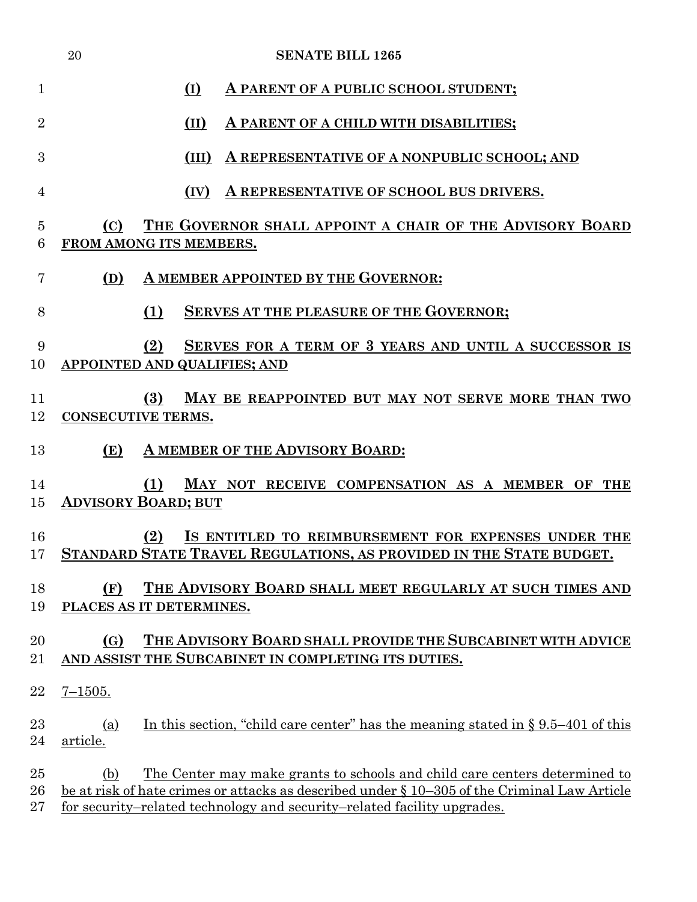(I) A PARENT OF A PUBLIC SCHOOL STUDENT;

(II) A PARENT OF A CHILD WITH DISABILITIES;

(III) A REPRESENTATIVE OF A NONPUBLIC SCHOOL; AND

(IV) A REPRESENTATIVE OF SCHOOL BUS DRIVERS.

(C) THE GOVERNOR SHALL APPOINT A CHAIR OF THE ADVISORY BOARD FROM AMONG ITS MEMBERS.

(D) A MEMBER APPOINTED BY THE GOVERNOR:

(1) SERVES AT THE PLEASURE OF THE GOVERNOR;

(2) SERVES FOR A TERM OF 3 YEARS AND UNTIL A SUCCESSOR IS APPOINTED AND QUALIFIES; AND

(3) MAY BE REAPPOINTED BUT MAY NOT SERVE MORE THAN TWO CONSECUTIVE TERMS.

(E) A MEMBER OF THE ADVISORY BOARD:

(1) MAY NOT RECEIVE COMPENSATION AS A MEMBER OF THE ADVISORY BOARD; BUT

(2) IS ENTITLED TO REIMBURSEMENT FOR EXPENSES UNDER THE STANDARD STATE TRAVEL REGULATIONS, AS PROVIDED IN THE STATE BUDGET.

(F) THE ADVISORY BOARD SHALL MEET REGULARLY AT SUCH TIMES AND PLACES AS IT DETERMINES.

(G) THE ADVISORY BOARD SHALL PROVIDE THE SUBCABINET WITH ADVICE AND ASSIST THE SUBCABINET IN COMPLETING ITS DUTIES.

7–1505.

(a) In this section, "child care center" has the meaning stated in § 9.5–401 of this article.

(b) The Center may make grants to schools and child care centers determined to be at risk of hate crimes or attacks as described under § 10–305 of the Criminal Law Article for security–related technology and security–related facility upgrades.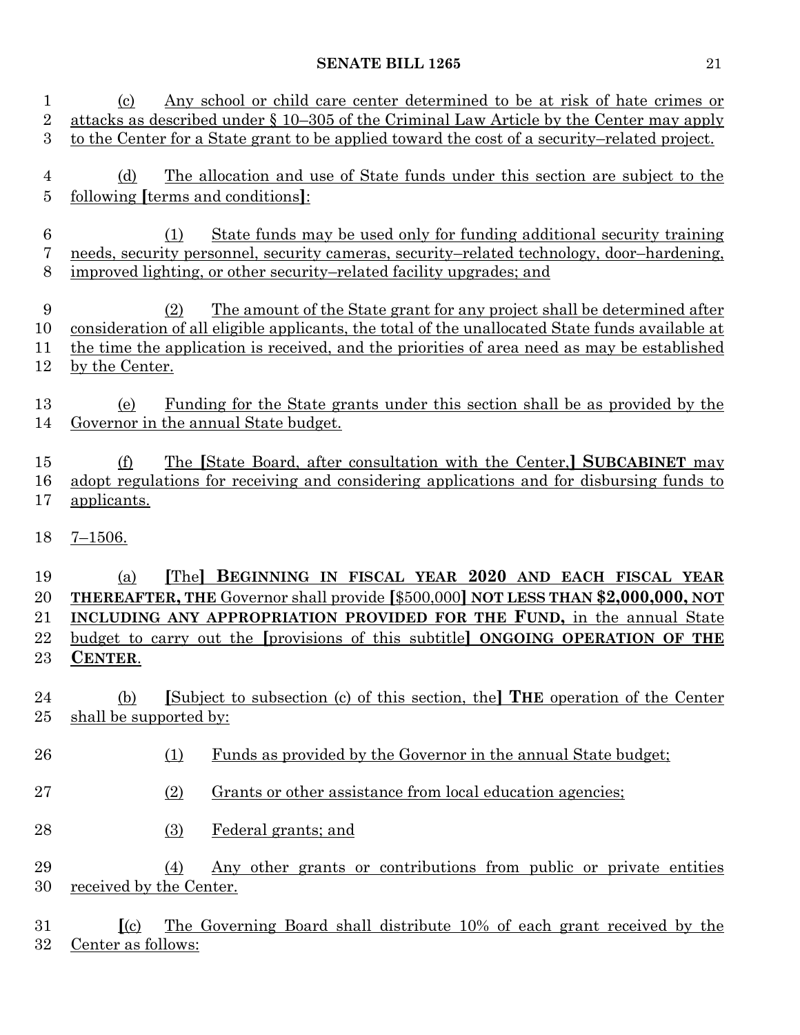(c) Any school or child care center determined to be at risk of hate crimes or attacks as described under § 10–305 of the Criminal Law Article by the Center may apply to the Center for a State grant to be applied toward the cost of a security–related project.

(d) The allocation and use of State funds under this section are subject to the following [terms and conditions]:

(1) State funds may be used only for funding additional security training needs, security personnel, security cameras, security–related technology, door–hardening, improved lighting, or other security–related facility upgrades; and

(2) The amount of the State grant for any project shall be determined after consideration of all eligible applicants, the total of the unallocated State funds available at the time the application is received, and the priorities of area need as may be established by the Center.

(e) Funding for the State grants under this section shall be as provided by the Governor in the annual State budget.

(f) The [State Board, after consultation with the Center,] **SUBCABINET** may adopt regulations for receiving and considering applications and for disbursing funds to applicants.

7–1506.

(a) [The] **BEGINNING IN FISCAL YEAR 2020 AND EACH FISCAL YEAR THEREAFTER, THE** Governor shall provide [$500,000] **NOT LESS THAN $2,000,000, NOT INCLUDING ANY APPROPRIATION PROVIDED FOR THE FUND,** in the annual State budget to carry out the [provisions of this subtitle] **ONGOING OPERATION OF THE CENTER**.

(b) [Subject to subsection (c) of this section, the] **THE** operation of the Center shall be supported by:

(1) Funds as provided by the Governor in the annual State budget;

(2) Grants or other assistance from local education agencies;

(3) Federal grants; and

(4) Any other grants or contributions from public or private entities received by the Center.

[(c) The Governing Board shall distribute 10% of each grant received by the Center as follows: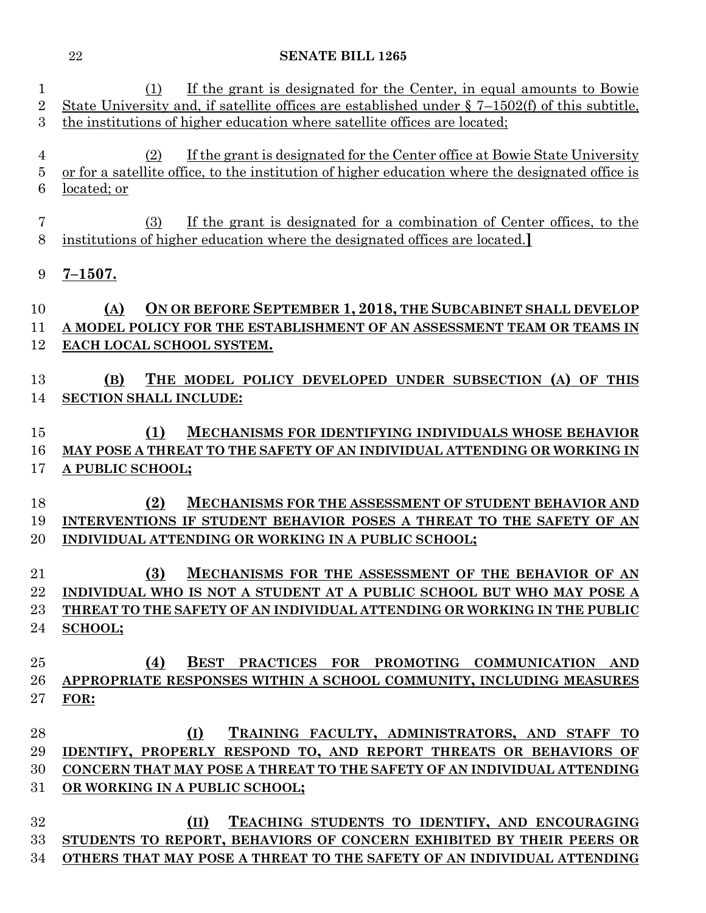(1) If the grant is designated for the Center, in equal amounts to Bowie State University and, if satellite offices are established under § 7–1502(f) of this subtitle, the institutions of higher education where satellite offices are located;

(2) If the grant is designated for the Center office at Bowie State University or for a satellite office, to the institution of higher education where the designated office is located; or

(3) If the grant is designated for a combination of Center offices, to the institutions of higher education where the designated offices are located.]

**7–1507.**

**(A) ON OR BEFORE SEPTEMBER 1, 2018, THE SUBCABINET SHALL DEVELOP A MODEL POLICY FOR THE ESTABLISHMENT OF AN ASSESSMENT TEAM OR TEAMS IN EACH LOCAL SCHOOL SYSTEM.**

**(B) THE MODEL POLICY DEVELOPED UNDER SUBSECTION (A) OF THIS SECTION SHALL INCLUDE:**

**(1) MECHANISMS FOR IDENTIFYING INDIVIDUALS WHOSE BEHAVIOR MAY POSE A THREAT TO THE SAFETY OF AN INDIVIDUAL ATTENDING OR WORKING IN A PUBLIC SCHOOL;**

**(2) MECHANISMS FOR THE ASSESSMENT OF STUDENT BEHAVIOR AND INTERVENTIONS IF STUDENT BEHAVIOR POSES A THREAT TO THE SAFETY OF AN INDIVIDUAL ATTENDING OR WORKING IN A PUBLIC SCHOOL;**

**(3) MECHANISMS FOR THE ASSESSMENT OF THE BEHAVIOR OF AN INDIVIDUAL WHO IS NOT A STUDENT AT A PUBLIC SCHOOL BUT WHO MAY POSE A THREAT TO THE SAFETY OF AN INDIVIDUAL ATTENDING OR WORKING IN THE PUBLIC SCHOOL;**

**(4) BEST PRACTICES FOR PROMOTING COMMUNICATION AND APPROPRIATE RESPONSES WITHIN A SCHOOL COMMUNITY, INCLUDING MEASURES FOR:**

**(I) TRAINING FACULTY, ADMINISTRATORS, AND STAFF TO IDENTIFY, PROPERLY RESPOND TO, AND REPORT THREATS OR BEHAVIORS OF CONCERN THAT MAY POSE A THREAT TO THE SAFETY OF AN INDIVIDUAL ATTENDING OR WORKING IN A PUBLIC SCHOOL;**

**(II) TEACHING STUDENTS TO IDENTIFY, AND ENCOURAGING STUDENTS TO REPORT, BEHAVIORS OF CONCERN EXHIBITED BY THEIR PEERS OR OTHERS THAT MAY POSE A THREAT TO THE SAFETY OF AN INDIVIDUAL ATTENDING**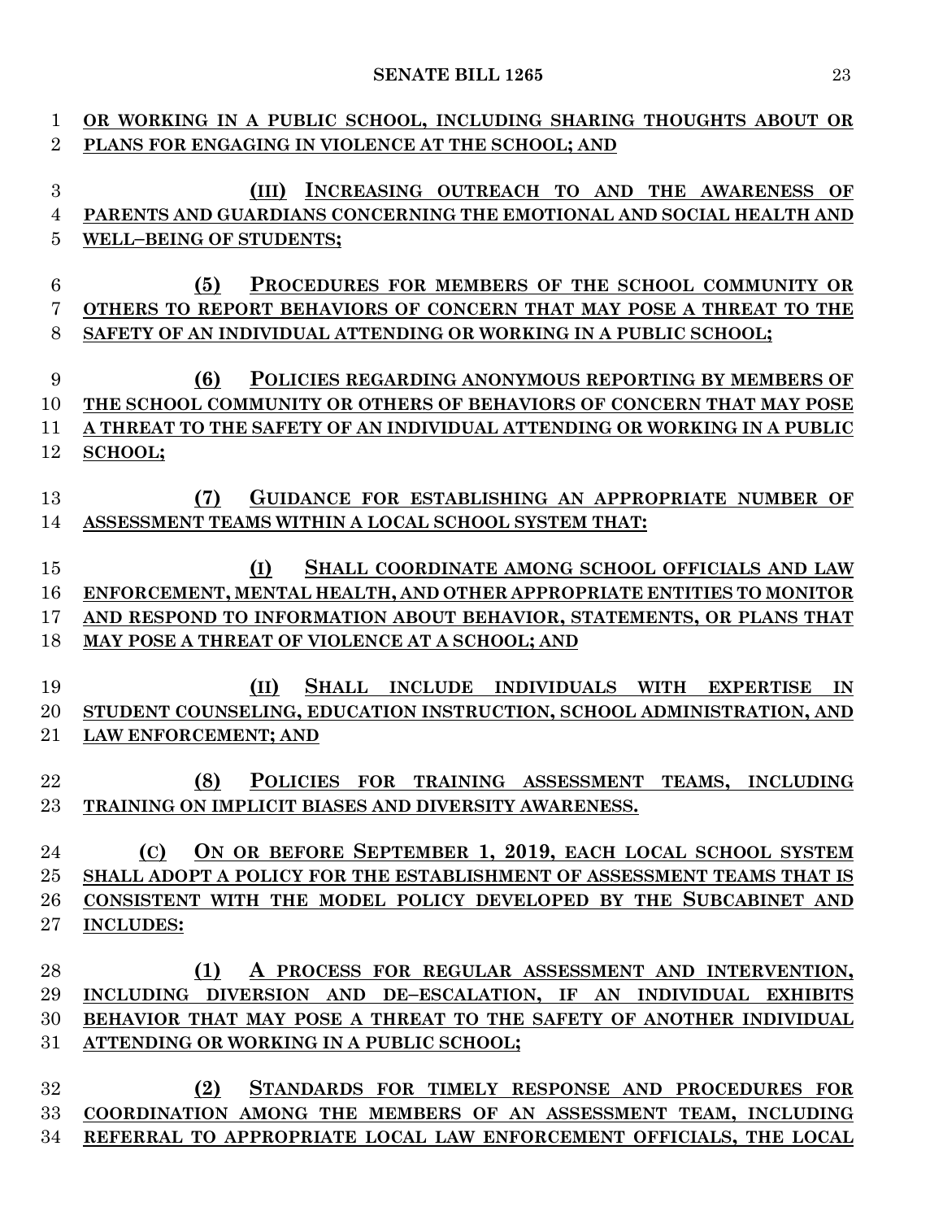OR WORKING IN A PUBLIC SCHOOL, INCLUDING SHARING THOUGHTS ABOUT OR PLANS FOR ENGAGING IN VIOLENCE AT THE SCHOOL; AND

(III) INCREASING OUTREACH TO AND THE AWARENESS OF PARENTS AND GUARDIANS CONCERNING THE EMOTIONAL AND SOCIAL HEALTH AND WELL–BEING OF STUDENTS;

(5) PROCEDURES FOR MEMBERS OF THE SCHOOL COMMUNITY OR OTHERS TO REPORT BEHAVIORS OF CONCERN THAT MAY POSE A THREAT TO THE SAFETY OF AN INDIVIDUAL ATTENDING OR WORKING IN A PUBLIC SCHOOL;

(6) POLICIES REGARDING ANONYMOUS REPORTING BY MEMBERS OF THE SCHOOL COMMUNITY OR OTHERS OF BEHAVIORS OF CONCERN THAT MAY POSE A THREAT TO THE SAFETY OF AN INDIVIDUAL ATTENDING OR WORKING IN A PUBLIC SCHOOL;

(7) GUIDANCE FOR ESTABLISHING AN APPROPRIATE NUMBER OF ASSESSMENT TEAMS WITHIN A LOCAL SCHOOL SYSTEM THAT:

(I) SHALL COORDINATE AMONG SCHOOL OFFICIALS AND LAW ENFORCEMENT, MENTAL HEALTH, AND OTHER APPROPRIATE ENTITIES TO MONITOR AND RESPOND TO INFORMATION ABOUT BEHAVIOR, STATEMENTS, OR PLANS THAT MAY POSE A THREAT OF VIOLENCE AT A SCHOOL; AND

(II) SHALL INCLUDE INDIVIDUALS WITH EXPERTISE IN STUDENT COUNSELING, EDUCATION INSTRUCTION, SCHOOL ADMINISTRATION, AND LAW ENFORCEMENT; AND

(8) POLICIES FOR TRAINING ASSESSMENT TEAMS, INCLUDING TRAINING ON IMPLICIT BIASES AND DIVERSITY AWARENESS.

(C) ON OR BEFORE SEPTEMBER 1, 2019, EACH LOCAL SCHOOL SYSTEM SHALL ADOPT A POLICY FOR THE ESTABLISHMENT OF ASSESSMENT TEAMS THAT IS CONSISTENT WITH THE MODEL POLICY DEVELOPED BY THE SUBCABINET AND INCLUDES:

(1) A PROCESS FOR REGULAR ASSESSMENT AND INTERVENTION, INCLUDING DIVERSION AND DE–ESCALATION, IF AN INDIVIDUAL EXHIBITS BEHAVIOR THAT MAY POSE A THREAT TO THE SAFETY OF ANOTHER INDIVIDUAL ATTENDING OR WORKING IN A PUBLIC SCHOOL;

(2) STANDARDS FOR TIMELY RESPONSE AND PROCEDURES FOR COORDINATION AMONG THE MEMBERS OF AN ASSESSMENT TEAM, INCLUDING REFERRAL TO APPROPRIATE LOCAL LAW ENFORCEMENT OFFICIALS, THE LOCAL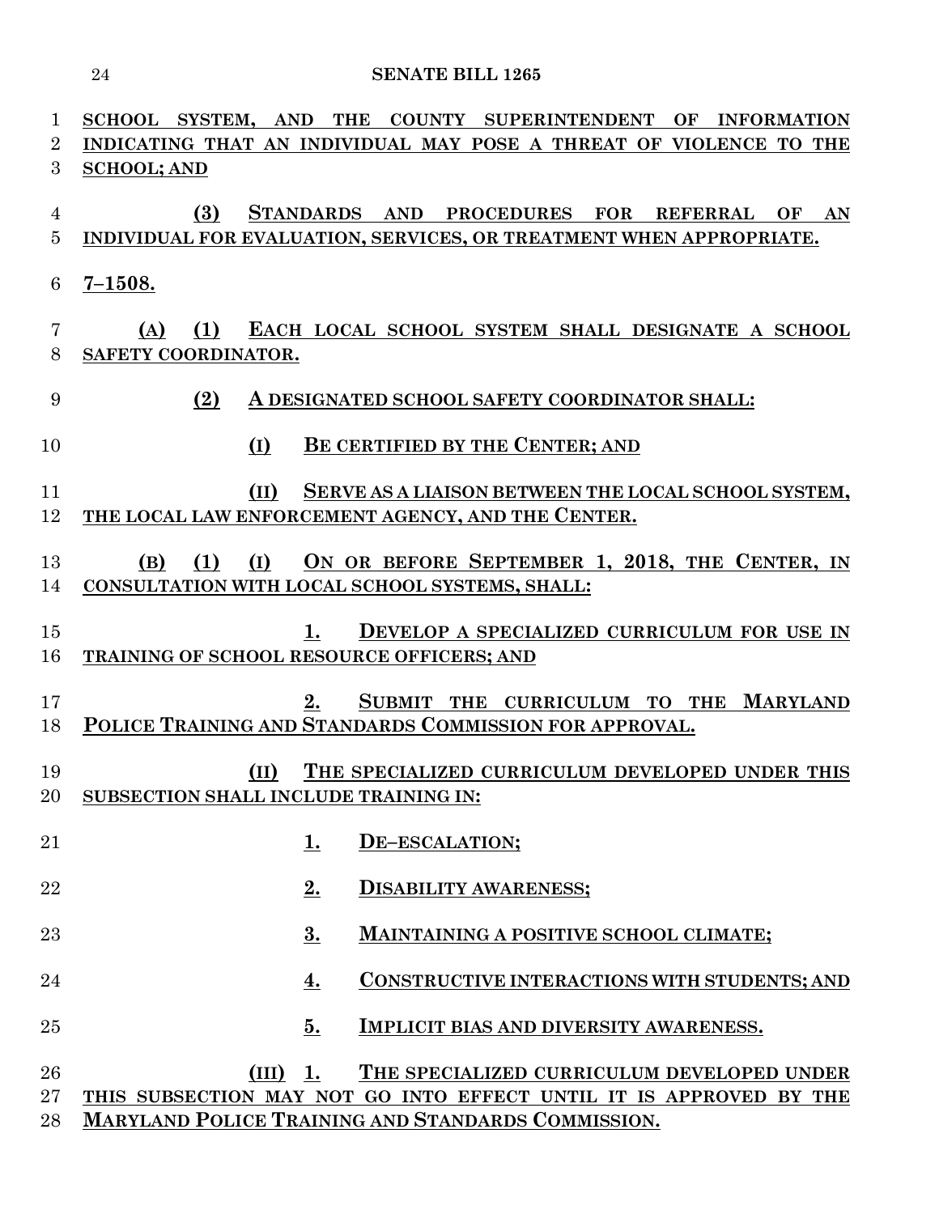SCHOOL SYSTEM, AND THE COUNTY SUPERINTENDENT OF INFORMATION INDICATING THAT AN INDIVIDUAL MAY POSE A THREAT OF VIOLENCE TO THE SCHOOL; AND

(3) STANDARDS AND PROCEDURES FOR REFERRAL OF AN INDIVIDUAL FOR EVALUATION, SERVICES, OR TREATMENT WHEN APPROPRIATE.

7–1508.

(A) (1) EACH LOCAL SCHOOL SYSTEM SHALL DESIGNATE A SCHOOL SAFETY COORDINATOR.

(2) A DESIGNATED SCHOOL SAFETY COORDINATOR SHALL:

(I) BE CERTIFIED BY THE CENTER; AND

(II) SERVE AS A LIAISON BETWEEN THE LOCAL SCHOOL SYSTEM, THE LOCAL LAW ENFORCEMENT AGENCY, AND THE CENTER.

(B) (1) (I) ON OR BEFORE SEPTEMBER 1, 2018, THE CENTER, IN CONSULTATION WITH LOCAL SCHOOL SYSTEMS, SHALL:

1. DEVELOP A SPECIALIZED CURRICULUM FOR USE IN TRAINING OF SCHOOL RESOURCE OFFICERS; AND

2. SUBMIT THE CURRICULUM TO THE MARYLAND POLICE TRAINING AND STANDARDS COMMISSION FOR APPROVAL.

(II) THE SPECIALIZED CURRICULUM DEVELOPED UNDER THIS SUBSECTION SHALL INCLUDE TRAINING IN:

1. DE–ESCALATION;

2. DISABILITY AWARENESS;

3. MAINTAINING A POSITIVE SCHOOL CLIMATE;

4. CONSTRUCTIVE INTERACTIONS WITH STUDENTS; AND

5. IMPLICIT BIAS AND DIVERSITY AWARENESS.

(III) 1. THE SPECIALIZED CURRICULUM DEVELOPED UNDER THIS SUBSECTION MAY NOT GO INTO EFFECT UNTIL IT IS APPROVED BY THE MARYLAND POLICE TRAINING AND STANDARDS COMMISSION.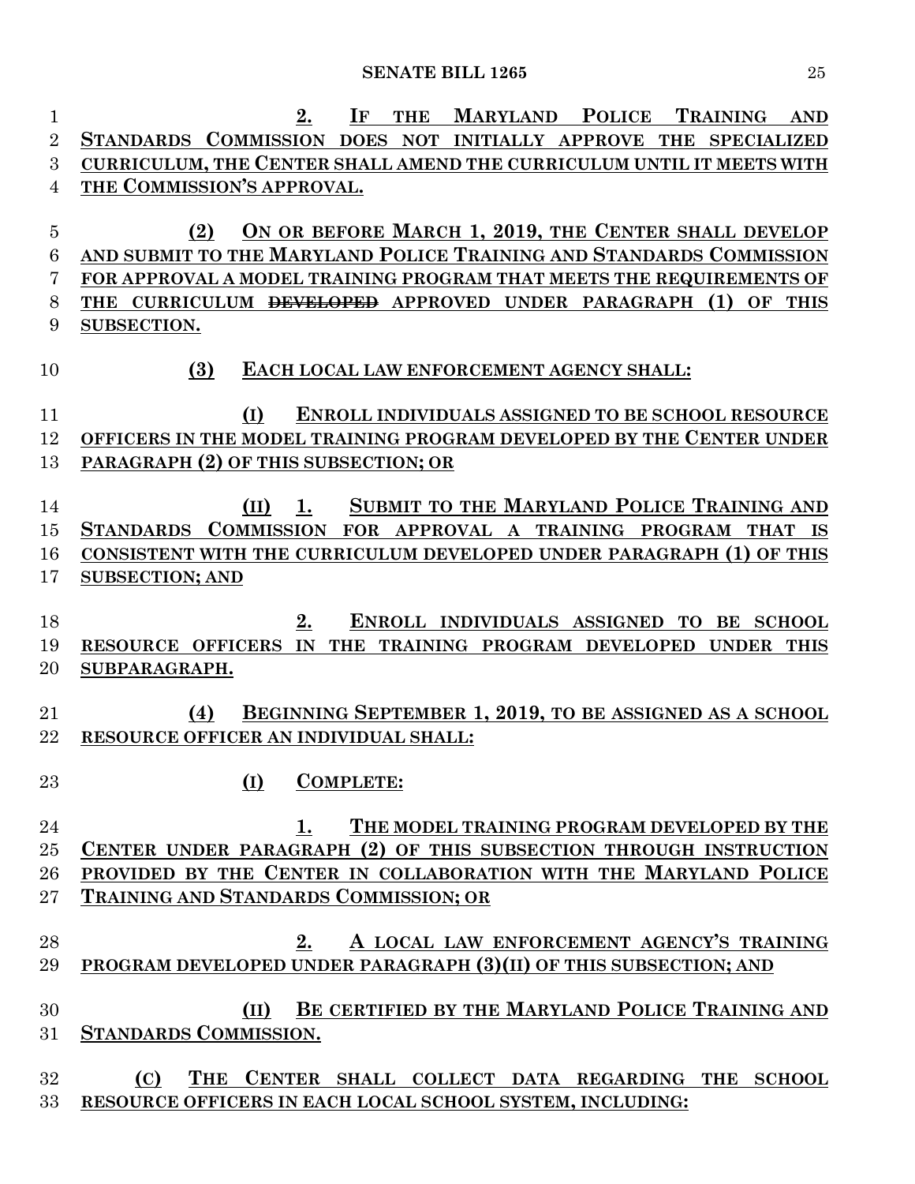2\. IF THE MARYLAND POLICE TRAINING AND STANDARDS COMMISSION DOES NOT INITIALLY APPROVE THE SPECIALIZED CURRICULUM, THE CENTER SHALL AMEND THE CURRICULUM UNTIL IT MEETS WITH THE COMMISSION'S APPROVAL.

(2) ON OR BEFORE MARCH 1, 2019, THE CENTER SHALL DEVELOP AND SUBMIT TO THE MARYLAND POLICE TRAINING AND STANDARDS COMMISSION FOR APPROVAL A MODEL TRAINING PROGRAM THAT MEETS THE REQUIREMENTS OF THE CURRICULUM ~~DEVELOPED~~ APPROVED UNDER PARAGRAPH (1) OF THIS SUBSECTION.

(3) EACH LOCAL LAW ENFORCEMENT AGENCY SHALL:

(I) ENROLL INDIVIDUALS ASSIGNED TO BE SCHOOL RESOURCE OFFICERS IN THE MODEL TRAINING PROGRAM DEVELOPED BY THE CENTER UNDER PARAGRAPH (2) OF THIS SUBSECTION; OR

(II) 1. SUBMIT TO THE MARYLAND POLICE TRAINING AND STANDARDS COMMISSION FOR APPROVAL A TRAINING PROGRAM THAT IS CONSISTENT WITH THE CURRICULUM DEVELOPED UNDER PARAGRAPH (1) OF THIS SUBSECTION; AND

2\. ENROLL INDIVIDUALS ASSIGNED TO BE SCHOOL RESOURCE OFFICERS IN THE TRAINING PROGRAM DEVELOPED UNDER THIS SUBPARAGRAPH.

(4) BEGINNING SEPTEMBER 1, 2019, TO BE ASSIGNED AS A SCHOOL RESOURCE OFFICER AN INDIVIDUAL SHALL:

(I) COMPLETE:

1\. THE MODEL TRAINING PROGRAM DEVELOPED BY THE CENTER UNDER PARAGRAPH (2) OF THIS SUBSECTION THROUGH INSTRUCTION PROVIDED BY THE CENTER IN COLLABORATION WITH THE MARYLAND POLICE TRAINING AND STANDARDS COMMISSION; OR

2\. A LOCAL LAW ENFORCEMENT AGENCY'S TRAINING PROGRAM DEVELOPED UNDER PARAGRAPH (3)(II) OF THIS SUBSECTION; AND

(II) BE CERTIFIED BY THE MARYLAND POLICE TRAINING AND STANDARDS COMMISSION.

(C) THE CENTER SHALL COLLECT DATA REGARDING THE SCHOOL RESOURCE OFFICERS IN EACH LOCAL SCHOOL SYSTEM, INCLUDING: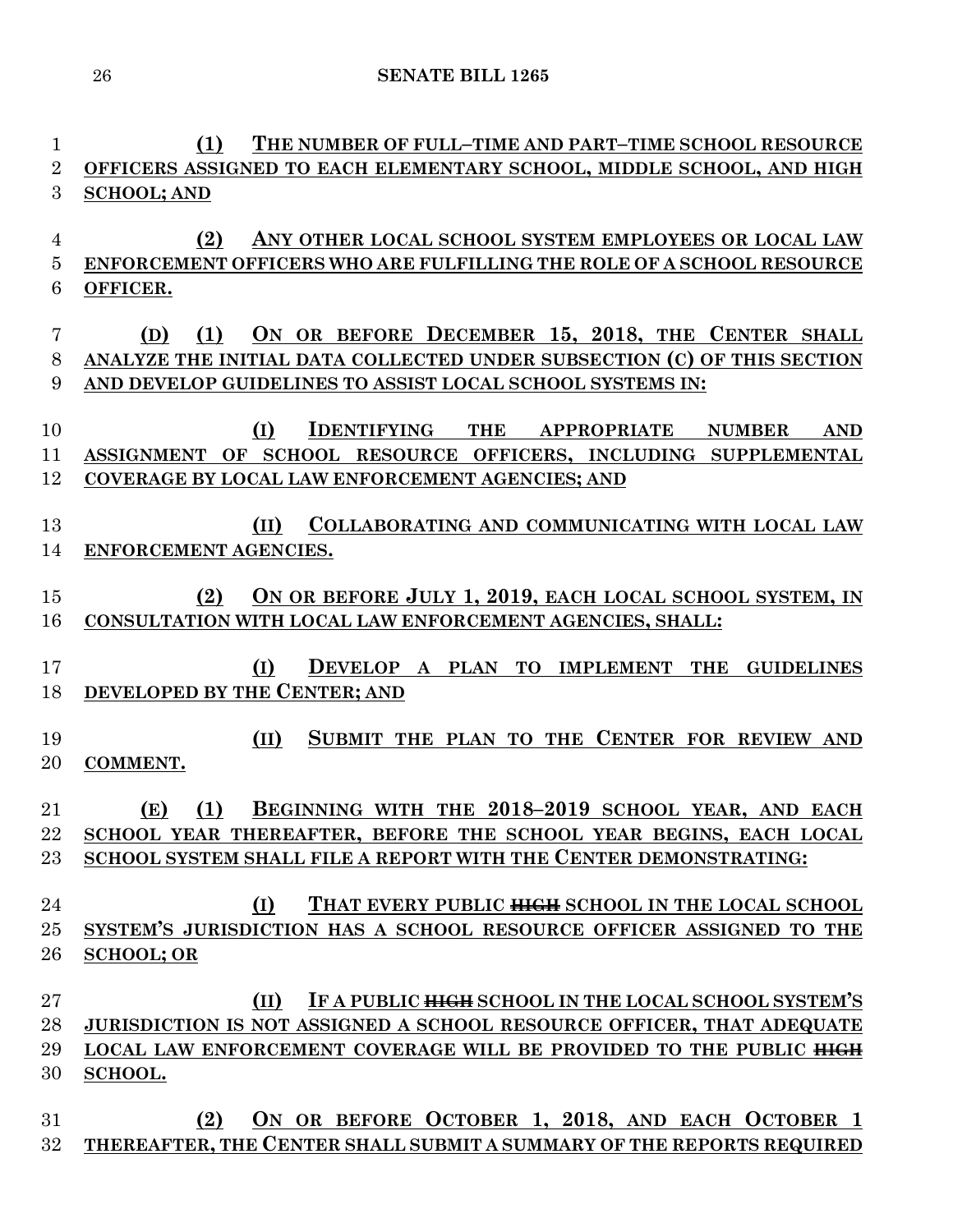(1) THE NUMBER OF FULL–TIME AND PART–TIME SCHOOL RESOURCE OFFICERS ASSIGNED TO EACH ELEMENTARY SCHOOL, MIDDLE SCHOOL, AND HIGH SCHOOL; AND

(2) ANY OTHER LOCAL SCHOOL SYSTEM EMPLOYEES OR LOCAL LAW ENFORCEMENT OFFICERS WHO ARE FULFILLING THE ROLE OF A SCHOOL RESOURCE OFFICER.

(D) (1) ON OR BEFORE DECEMBER 15, 2018, THE CENTER SHALL ANALYZE THE INITIAL DATA COLLECTED UNDER SUBSECTION (C) OF THIS SECTION AND DEVELOP GUIDELINES TO ASSIST LOCAL SCHOOL SYSTEMS IN:

(I) IDENTIFYING THE APPROPRIATE NUMBER AND ASSIGNMENT OF SCHOOL RESOURCE OFFICERS, INCLUDING SUPPLEMENTAL COVERAGE BY LOCAL LAW ENFORCEMENT AGENCIES; AND

(II) COLLABORATING AND COMMUNICATING WITH LOCAL LAW ENFORCEMENT AGENCIES.

(2) ON OR BEFORE JULY 1, 2019, EACH LOCAL SCHOOL SYSTEM, IN CONSULTATION WITH LOCAL LAW ENFORCEMENT AGENCIES, SHALL:

(I) DEVELOP A PLAN TO IMPLEMENT THE GUIDELINES DEVELOPED BY THE CENTER; AND

(II) SUBMIT THE PLAN TO THE CENTER FOR REVIEW AND COMMENT.

(E) (1) BEGINNING WITH THE 2018–2019 SCHOOL YEAR, AND EACH SCHOOL YEAR THEREAFTER, BEFORE THE SCHOOL YEAR BEGINS, EACH LOCAL SCHOOL SYSTEM SHALL FILE A REPORT WITH THE CENTER DEMONSTRATING:

(I) THAT EVERY PUBLIC ~~HIGH~~ SCHOOL IN THE LOCAL SCHOOL SYSTEM'S JURISDICTION HAS A SCHOOL RESOURCE OFFICER ASSIGNED TO THE SCHOOL; OR

(II) IF A PUBLIC ~~HIGH~~ SCHOOL IN THE LOCAL SCHOOL SYSTEM'S JURISDICTION IS NOT ASSIGNED A SCHOOL RESOURCE OFFICER, THAT ADEQUATE LOCAL LAW ENFORCEMENT COVERAGE WILL BE PROVIDED TO THE PUBLIC ~~HIGH~~ SCHOOL.

(2) ON OR BEFORE OCTOBER 1, 2018, AND EACH OCTOBER 1 THEREAFTER, THE CENTER SHALL SUBMIT A SUMMARY OF THE REPORTS REQUIRED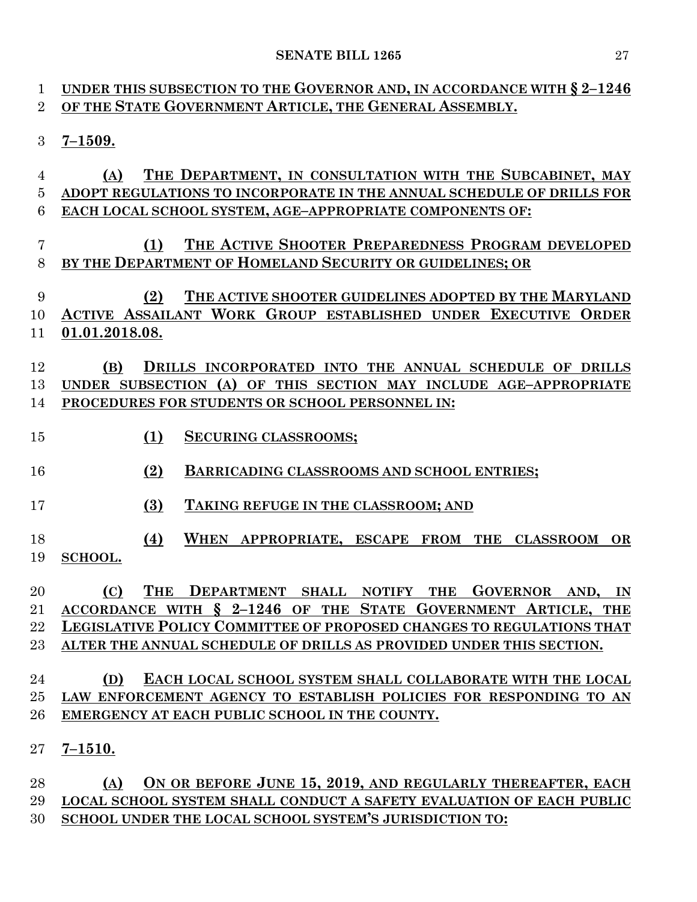UNDER THIS SUBSECTION TO THE GOVERNOR AND, IN ACCORDANCE WITH § 2–1246 OF THE STATE GOVERNMENT ARTICLE, THE GENERAL ASSEMBLY.

7–1509.

(A) THE DEPARTMENT, IN CONSULTATION WITH THE SUBCABINET, MAY ADOPT REGULATIONS TO INCORPORATE IN THE ANNUAL SCHEDULE OF DRILLS FOR EACH LOCAL SCHOOL SYSTEM, AGE–APPROPRIATE COMPONENTS OF:

(1) THE ACTIVE SHOOTER PREPAREDNESS PROGRAM DEVELOPED BY THE DEPARTMENT OF HOMELAND SECURITY OR GUIDELINES; OR

(2) THE ACTIVE SHOOTER GUIDELINES ADOPTED BY THE MARYLAND ACTIVE ASSAILANT WORK GROUP ESTABLISHED UNDER EXECUTIVE ORDER 01.01.2018.08.

(B) DRILLS INCORPORATED INTO THE ANNUAL SCHEDULE OF DRILLS UNDER SUBSECTION (A) OF THIS SECTION MAY INCLUDE AGE–APPROPRIATE PROCEDURES FOR STUDENTS OR SCHOOL PERSONNEL IN:

(1) SECURING CLASSROOMS;

(2) BARRICADING CLASSROOMS AND SCHOOL ENTRIES;

(3) TAKING REFUGE IN THE CLASSROOM; AND

(4) WHEN APPROPRIATE, ESCAPE FROM THE CLASSROOM OR SCHOOL.

(C) THE DEPARTMENT SHALL NOTIFY THE GOVERNOR AND, IN ACCORDANCE WITH § 2–1246 OF THE STATE GOVERNMENT ARTICLE, THE LEGISLATIVE POLICY COMMITTEE OF PROPOSED CHANGES TO REGULATIONS THAT ALTER THE ANNUAL SCHEDULE OF DRILLS AS PROVIDED UNDER THIS SECTION.

(D) EACH LOCAL SCHOOL SYSTEM SHALL COLLABORATE WITH THE LOCAL LAW ENFORCEMENT AGENCY TO ESTABLISH POLICIES FOR RESPONDING TO AN EMERGENCY AT EACH PUBLIC SCHOOL IN THE COUNTY.

7–1510.

(A) ON OR BEFORE JUNE 15, 2019, AND REGULARLY THEREAFTER, EACH LOCAL SCHOOL SYSTEM SHALL CONDUCT A SAFETY EVALUATION OF EACH PUBLIC SCHOOL UNDER THE LOCAL SCHOOL SYSTEM'S JURISDICTION TO: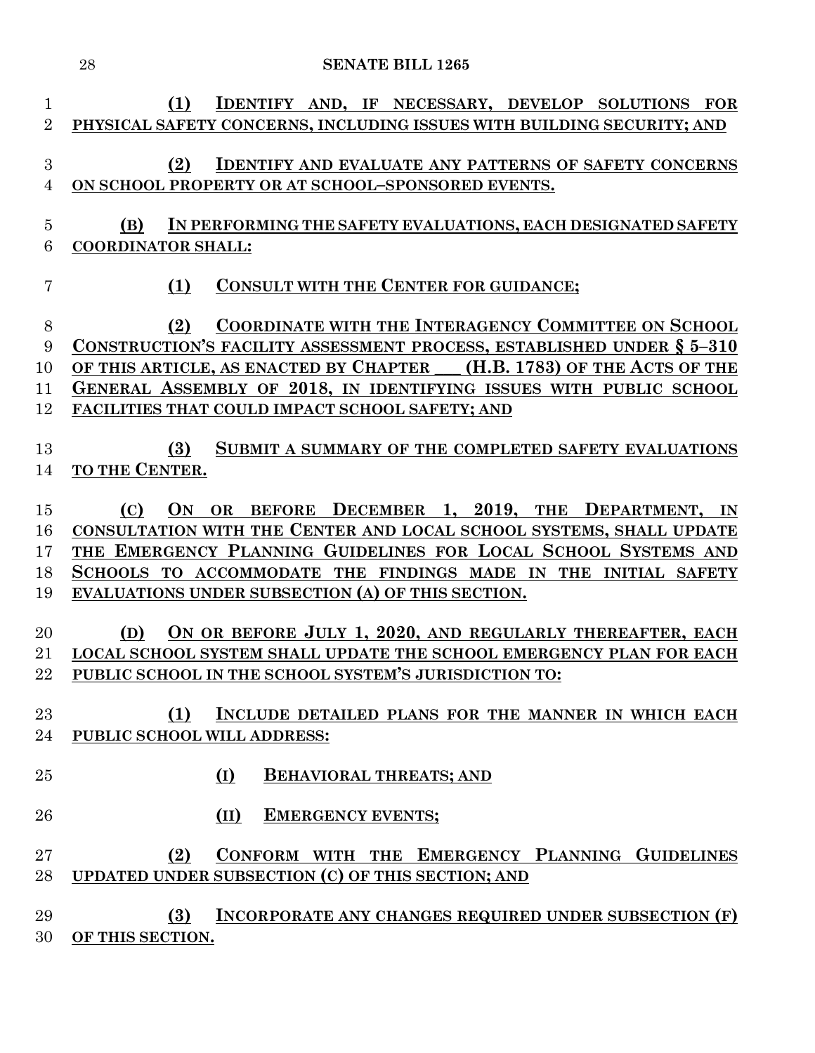**(1) IDENTIFY AND, IF NECESSARY, DEVELOP SOLUTIONS FOR PHYSICAL SAFETY CONCERNS, INCLUDING ISSUES WITH BUILDING SECURITY; AND**

**(2) IDENTIFY AND EVALUATE ANY PATTERNS OF SAFETY CONCERNS ON SCHOOL PROPERTY OR AT SCHOOL–SPONSORED EVENTS.**

**(B) IN PERFORMING THE SAFETY EVALUATIONS, EACH DESIGNATED SAFETY COORDINATOR SHALL:**

**(1) CONSULT WITH THE CENTER FOR GUIDANCE;**

**(2) COORDINATE WITH THE INTERAGENCY COMMITTEE ON SCHOOL CONSTRUCTION'S FACILITY ASSESSMENT PROCESS, ESTABLISHED UNDER § 5–310 OF THIS ARTICLE, AS ENACTED BY CHAPTER ___ (H.B. 1783) OF THE ACTS OF THE GENERAL ASSEMBLY OF 2018, IN IDENTIFYING ISSUES WITH PUBLIC SCHOOL FACILITIES THAT COULD IMPACT SCHOOL SAFETY; AND**

**(3) SUBMIT A SUMMARY OF THE COMPLETED SAFETY EVALUATIONS TO THE CENTER.**

**(C) ON OR BEFORE DECEMBER 1, 2019, THE DEPARTMENT, IN CONSULTATION WITH THE CENTER AND LOCAL SCHOOL SYSTEMS, SHALL UPDATE THE EMERGENCY PLANNING GUIDELINES FOR LOCAL SCHOOL SYSTEMS AND SCHOOLS TO ACCOMMODATE THE FINDINGS MADE IN THE INITIAL SAFETY EVALUATIONS UNDER SUBSECTION (A) OF THIS SECTION.**

**(D) ON OR BEFORE JULY 1, 2020, AND REGULARLY THEREAFTER, EACH LOCAL SCHOOL SYSTEM SHALL UPDATE THE SCHOOL EMERGENCY PLAN FOR EACH PUBLIC SCHOOL IN THE SCHOOL SYSTEM'S JURISDICTION TO:**

**(1) INCLUDE DETAILED PLANS FOR THE MANNER IN WHICH EACH PUBLIC SCHOOL WILL ADDRESS:**

**(I) BEHAVIORAL THREATS; AND**

**(II) EMERGENCY EVENTS;**

**(2) CONFORM WITH THE EMERGENCY PLANNING GUIDELINES UPDATED UNDER SUBSECTION (C) OF THIS SECTION; AND**

**(3) INCORPORATE ANY CHANGES REQUIRED UNDER SUBSECTION (F) OF THIS SECTION.**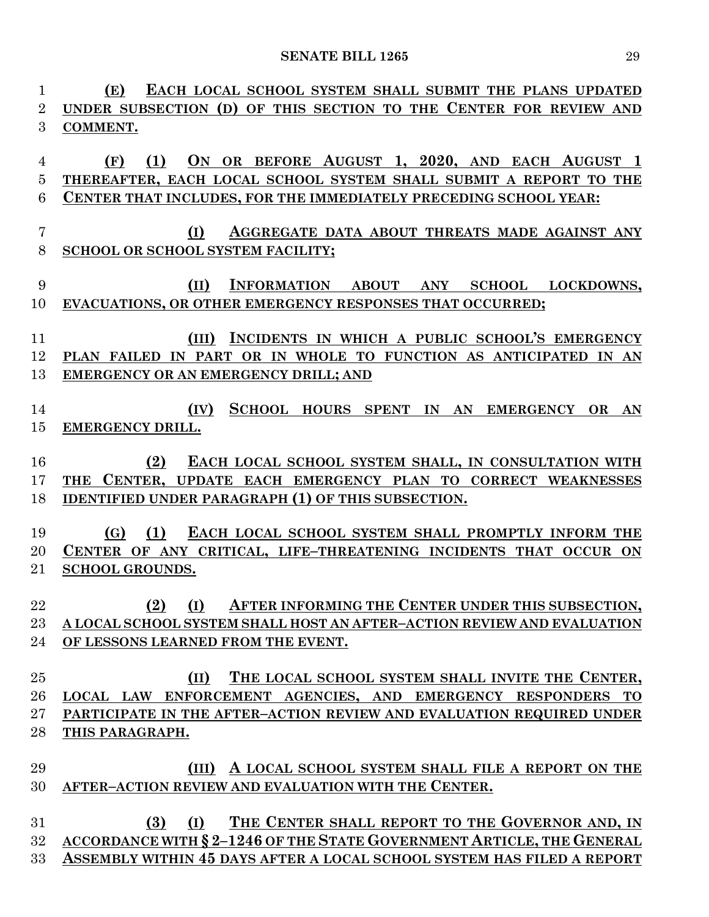(E) EACH LOCAL SCHOOL SYSTEM SHALL SUBMIT THE PLANS UPDATED UNDER SUBSECTION (D) OF THIS SECTION TO THE CENTER FOR REVIEW AND COMMENT.

(F) (1) ON OR BEFORE AUGUST 1, 2020, AND EACH AUGUST 1 THEREAFTER, EACH LOCAL SCHOOL SYSTEM SHALL SUBMIT A REPORT TO THE CENTER THAT INCLUDES, FOR THE IMMEDIATELY PRECEDING SCHOOL YEAR:

(I) AGGREGATE DATA ABOUT THREATS MADE AGAINST ANY SCHOOL OR SCHOOL SYSTEM FACILITY;

(II) INFORMATION ABOUT ANY SCHOOL LOCKDOWNS, EVACUATIONS, OR OTHER EMERGENCY RESPONSES THAT OCCURRED;

(III) INCIDENTS IN WHICH A PUBLIC SCHOOL'S EMERGENCY PLAN FAILED IN PART OR IN WHOLE TO FUNCTION AS ANTICIPATED IN AN EMERGENCY OR AN EMERGENCY DRILL; AND

(IV) SCHOOL HOURS SPENT IN AN EMERGENCY OR AN EMERGENCY DRILL.

(2) EACH LOCAL SCHOOL SYSTEM SHALL, IN CONSULTATION WITH THE CENTER, UPDATE EACH EMERGENCY PLAN TO CORRECT WEAKNESSES IDENTIFIED UNDER PARAGRAPH (1) OF THIS SUBSECTION.

(G) (1) EACH LOCAL SCHOOL SYSTEM SHALL PROMPTLY INFORM THE CENTER OF ANY CRITICAL, LIFE–THREATENING INCIDENTS THAT OCCUR ON SCHOOL GROUNDS.

(2) (I) AFTER INFORMING THE CENTER UNDER THIS SUBSECTION, A LOCAL SCHOOL SYSTEM SHALL HOST AN AFTER–ACTION REVIEW AND EVALUATION OF LESSONS LEARNED FROM THE EVENT.

(II) THE LOCAL SCHOOL SYSTEM SHALL INVITE THE CENTER, LOCAL LAW ENFORCEMENT AGENCIES, AND EMERGENCY RESPONDERS TO PARTICIPATE IN THE AFTER–ACTION REVIEW AND EVALUATION REQUIRED UNDER THIS PARAGRAPH.

(III) A LOCAL SCHOOL SYSTEM SHALL FILE A REPORT ON THE AFTER–ACTION REVIEW AND EVALUATION WITH THE CENTER.

(3) (I) THE CENTER SHALL REPORT TO THE GOVERNOR AND, IN ACCORDANCE WITH § 2–1246 OF THE STATE GOVERNMENT ARTICLE, THE GENERAL ASSEMBLY WITHIN 45 DAYS AFTER A LOCAL SCHOOL SYSTEM HAS FILED A REPORT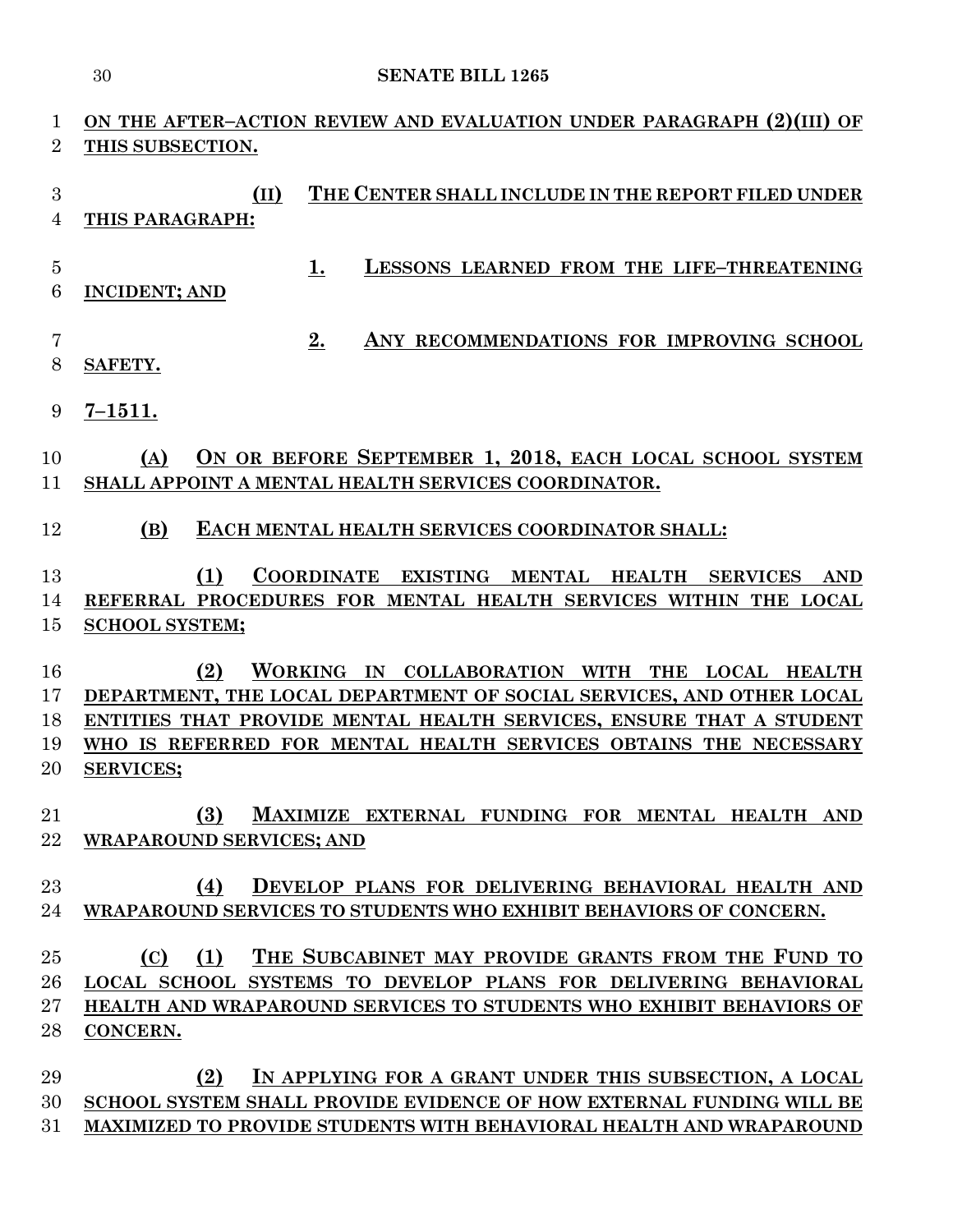ON THE AFTER–ACTION REVIEW AND EVALUATION UNDER PARAGRAPH (2)(III) OF THIS SUBSECTION.

(II) THE CENTER SHALL INCLUDE IN THE REPORT FILED UNDER THIS PARAGRAPH:

1. LESSONS LEARNED FROM THE LIFE–THREATENING INCIDENT; AND

2. ANY RECOMMENDATIONS FOR IMPROVING SCHOOL SAFETY.

7–1511.

(A) ON OR BEFORE SEPTEMBER 1, 2018, EACH LOCAL SCHOOL SYSTEM SHALL APPOINT A MENTAL HEALTH SERVICES COORDINATOR.

(B) EACH MENTAL HEALTH SERVICES COORDINATOR SHALL:

(1) COORDINATE EXISTING MENTAL HEALTH SERVICES AND REFERRAL PROCEDURES FOR MENTAL HEALTH SERVICES WITHIN THE LOCAL SCHOOL SYSTEM;

(2) WORKING IN COLLABORATION WITH THE LOCAL HEALTH DEPARTMENT, THE LOCAL DEPARTMENT OF SOCIAL SERVICES, AND OTHER LOCAL ENTITIES THAT PROVIDE MENTAL HEALTH SERVICES, ENSURE THAT A STUDENT WHO IS REFERRED FOR MENTAL HEALTH SERVICES OBTAINS THE NECESSARY SERVICES;

(3) MAXIMIZE EXTERNAL FUNDING FOR MENTAL HEALTH AND WRAPAROUND SERVICES; AND

(4) DEVELOP PLANS FOR DELIVERING BEHAVIORAL HEALTH AND WRAPAROUND SERVICES TO STUDENTS WHO EXHIBIT BEHAVIORS OF CONCERN.

(C) (1) THE SUBCABINET MAY PROVIDE GRANTS FROM THE FUND TO LOCAL SCHOOL SYSTEMS TO DEVELOP PLANS FOR DELIVERING BEHAVIORAL HEALTH AND WRAPAROUND SERVICES TO STUDENTS WHO EXHIBIT BEHAVIORS OF CONCERN.

(2) IN APPLYING FOR A GRANT UNDER THIS SUBSECTION, A LOCAL SCHOOL SYSTEM SHALL PROVIDE EVIDENCE OF HOW EXTERNAL FUNDING WILL BE MAXIMIZED TO PROVIDE STUDENTS WITH BEHAVIORAL HEALTH AND WRAPAROUND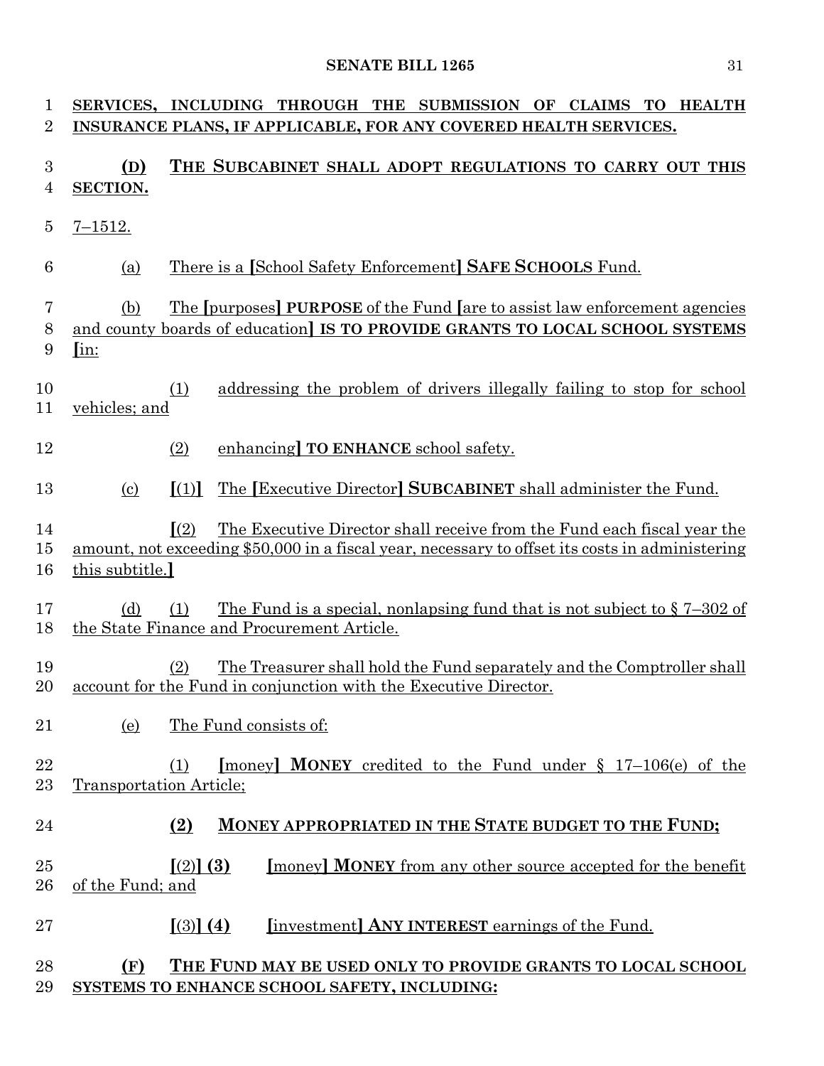SERVICES, INCLUDING THROUGH THE SUBMISSION OF CLAIMS TO HEALTH INSURANCE PLANS, IF APPLICABLE, FOR ANY COVERED HEALTH SERVICES.

**(D)** THE SUBCABINET SHALL ADOPT REGULATIONS TO CARRY OUT THIS SECTION.

7–1512.

(a) There is a [School Safety Enforcement] **SAFE SCHOOLS** Fund.

(b) The [purposes] **PURPOSE** of the Fund [are to assist law enforcement agencies and county boards of education] **IS TO PROVIDE GRANTS TO LOCAL SCHOOL SYSTEMS** [in:

(1) addressing the problem of drivers illegally failing to stop for school vehicles; and

(2) enhancing] **TO ENHANCE** school safety.

(c) [(1)] The [Executive Director] **SUBCABINET** shall administer the Fund.

[(2) The Executive Director shall receive from the Fund each fiscal year the amount, not exceeding $50,000 in a fiscal year, necessary to offset its costs in administering this subtitle.]

(d) (1) The Fund is a special, nonlapsing fund that is not subject to § 7–302 of the State Finance and Procurement Article.

(2) The Treasurer shall hold the Fund separately and the Comptroller shall account for the Fund in conjunction with the Executive Director.

(e) The Fund consists of:

(1) [money] **MONEY** credited to the Fund under § 17–106(e) of the Transportation Article;

**(2) MONEY APPROPRIATED IN THE STATE BUDGET TO THE FUND;**

[(2)] **(3)** [money] **MONEY** from any other source accepted for the benefit of the Fund; and

[(3)] **(4)** [investment] **ANY INTEREST** earnings of the Fund.

**(F)** THE FUND MAY BE USED ONLY TO PROVIDE GRANTS TO LOCAL SCHOOL SYSTEMS TO ENHANCE SCHOOL SAFETY, INCLUDING: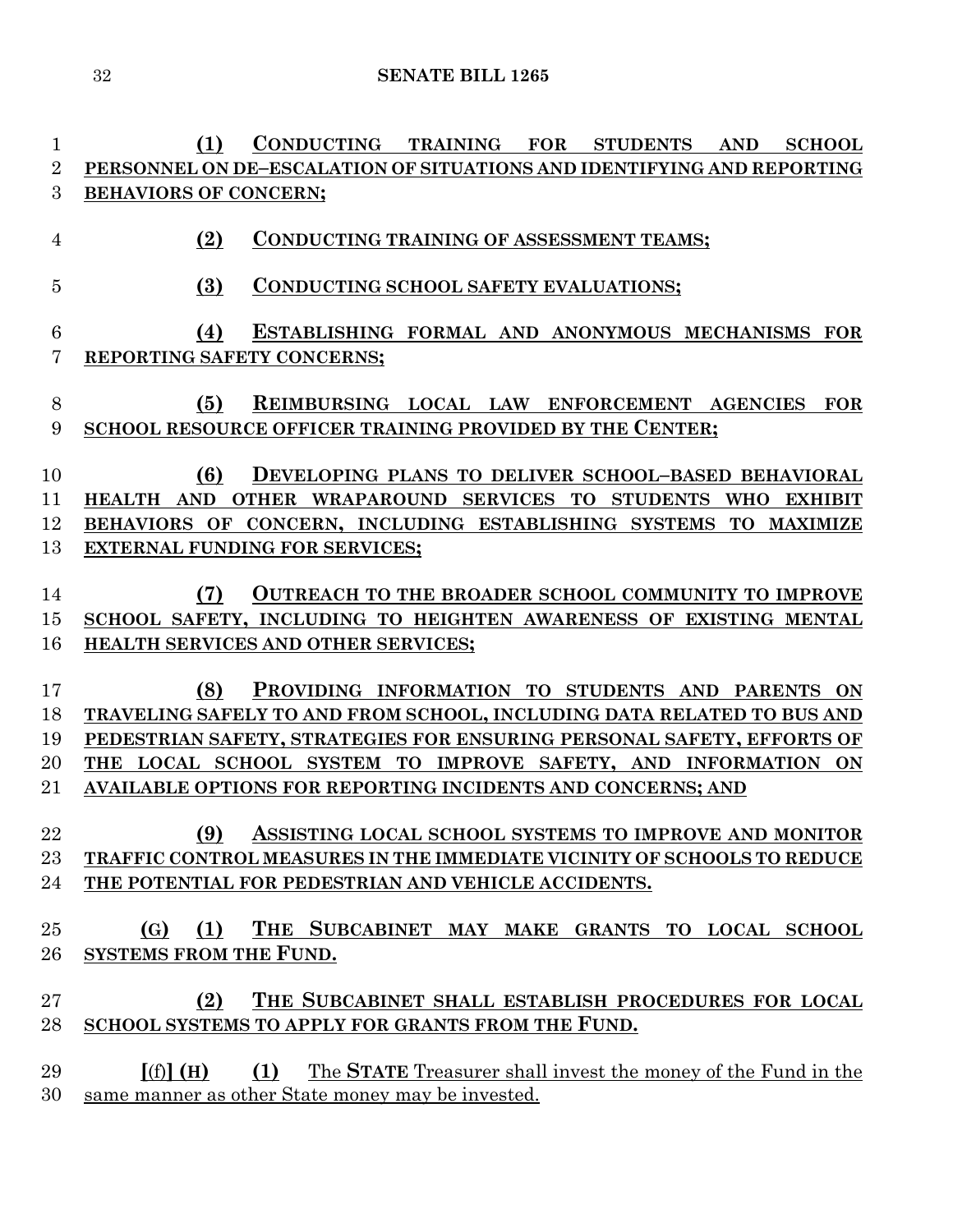(1) CONDUCTING TRAINING FOR STUDENTS AND SCHOOL PERSONNEL ON DE–ESCALATION OF SITUATIONS AND IDENTIFYING AND REPORTING BEHAVIORS OF CONCERN;

(2) CONDUCTING TRAINING OF ASSESSMENT TEAMS;

(3) CONDUCTING SCHOOL SAFETY EVALUATIONS;

(4) ESTABLISHING FORMAL AND ANONYMOUS MECHANISMS FOR REPORTING SAFETY CONCERNS;

(5) REIMBURSING LOCAL LAW ENFORCEMENT AGENCIES FOR SCHOOL RESOURCE OFFICER TRAINING PROVIDED BY THE CENTER;

(6) DEVELOPING PLANS TO DELIVER SCHOOL–BASED BEHAVIORAL HEALTH AND OTHER WRAPAROUND SERVICES TO STUDENTS WHO EXHIBIT BEHAVIORS OF CONCERN, INCLUDING ESTABLISHING SYSTEMS TO MAXIMIZE EXTERNAL FUNDING FOR SERVICES;

(7) OUTREACH TO THE BROADER SCHOOL COMMUNITY TO IMPROVE SCHOOL SAFETY, INCLUDING TO HEIGHTEN AWARENESS OF EXISTING MENTAL HEALTH SERVICES AND OTHER SERVICES;

(8) PROVIDING INFORMATION TO STUDENTS AND PARENTS ON TRAVELING SAFELY TO AND FROM SCHOOL, INCLUDING DATA RELATED TO BUS AND PEDESTRIAN SAFETY, STRATEGIES FOR ENSURING PERSONAL SAFETY, EFFORTS OF THE LOCAL SCHOOL SYSTEM TO IMPROVE SAFETY, AND INFORMATION ON AVAILABLE OPTIONS FOR REPORTING INCIDENTS AND CONCERNS; AND

(9) ASSISTING LOCAL SCHOOL SYSTEMS TO IMPROVE AND MONITOR TRAFFIC CONTROL MEASURES IN THE IMMEDIATE VICINITY OF SCHOOLS TO REDUCE THE POTENTIAL FOR PEDESTRIAN AND VEHICLE ACCIDENTS.

(G) (1) THE SUBCABINET MAY MAKE GRANTS TO LOCAL SCHOOL SYSTEMS FROM THE FUND.

(2) THE SUBCABINET SHALL ESTABLISH PROCEDURES FOR LOCAL SCHOOL SYSTEMS TO APPLY FOR GRANTS FROM THE FUND.

[(f)] (H) (1) The STATE Treasurer shall invest the money of the Fund in the same manner as other State money may be invested.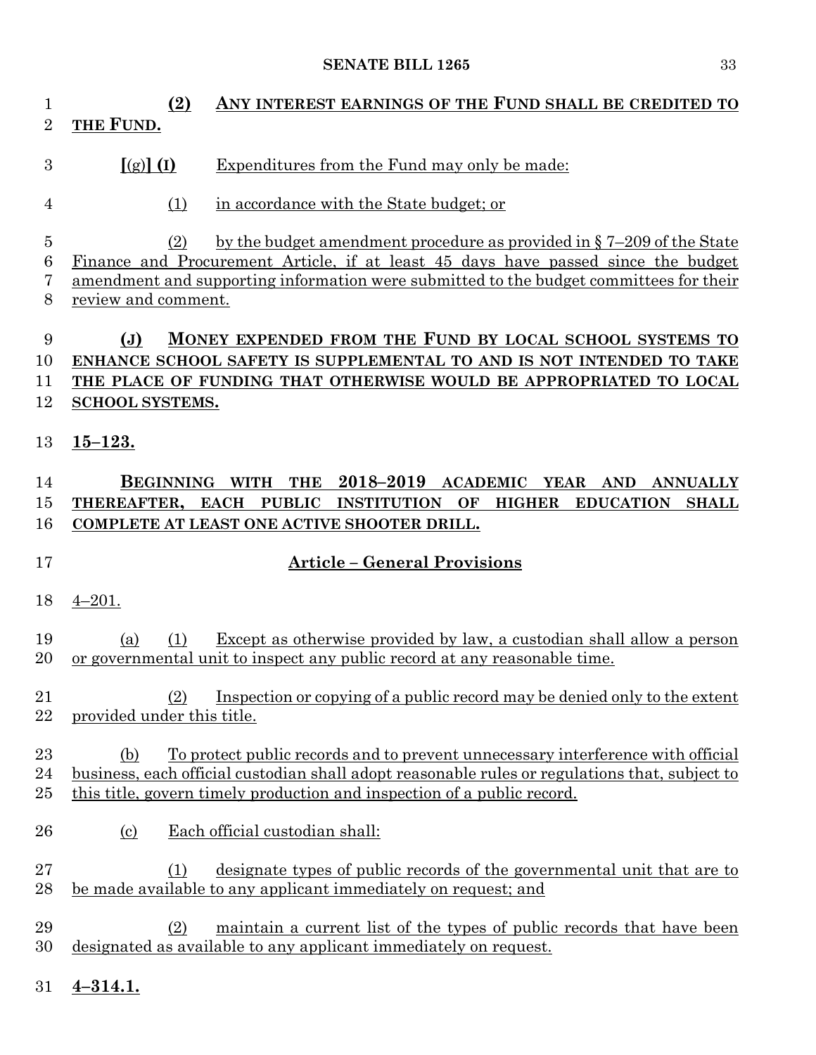**(2) ANY INTEREST EARNINGS OF THE FUND SHALL BE CREDITED TO THE FUND.**

**[**(g)**] (I)** Expenditures from the Fund may only be made:

(1) in accordance with the State budget; or

(2) by the budget amendment procedure as provided in § 7–209 of the State Finance and Procurement Article, if at least 45 days have passed since the budget amendment and supporting information were submitted to the budget committees for their review and comment.

**(J) MONEY EXPENDED FROM THE FUND BY LOCAL SCHOOL SYSTEMS TO ENHANCE SCHOOL SAFETY IS SUPPLEMENTAL TO AND IS NOT INTENDED TO TAKE THE PLACE OF FUNDING THAT OTHERWISE WOULD BE APPROPRIATED TO LOCAL SCHOOL SYSTEMS.**

**15–123.**

**BEGINNING WITH THE 2018–2019 ACADEMIC YEAR AND ANNUALLY THEREAFTER, EACH PUBLIC INSTITUTION OF HIGHER EDUCATION SHALL COMPLETE AT LEAST ONE ACTIVE SHOOTER DRILL.**

**Article – General Provisions**

4–201.

(a) (1) Except as otherwise provided by law, a custodian shall allow a person or governmental unit to inspect any public record at any reasonable time.

(2) Inspection or copying of a public record may be denied only to the extent provided under this title.

(b) To protect public records and to prevent unnecessary interference with official business, each official custodian shall adopt reasonable rules or regulations that, subject to this title, govern timely production and inspection of a public record.

(c) Each official custodian shall:

(1) designate types of public records of the governmental unit that are to be made available to any applicant immediately on request; and

(2) maintain a current list of the types of public records that have been designated as available to any applicant immediately on request.

**4–314.1.**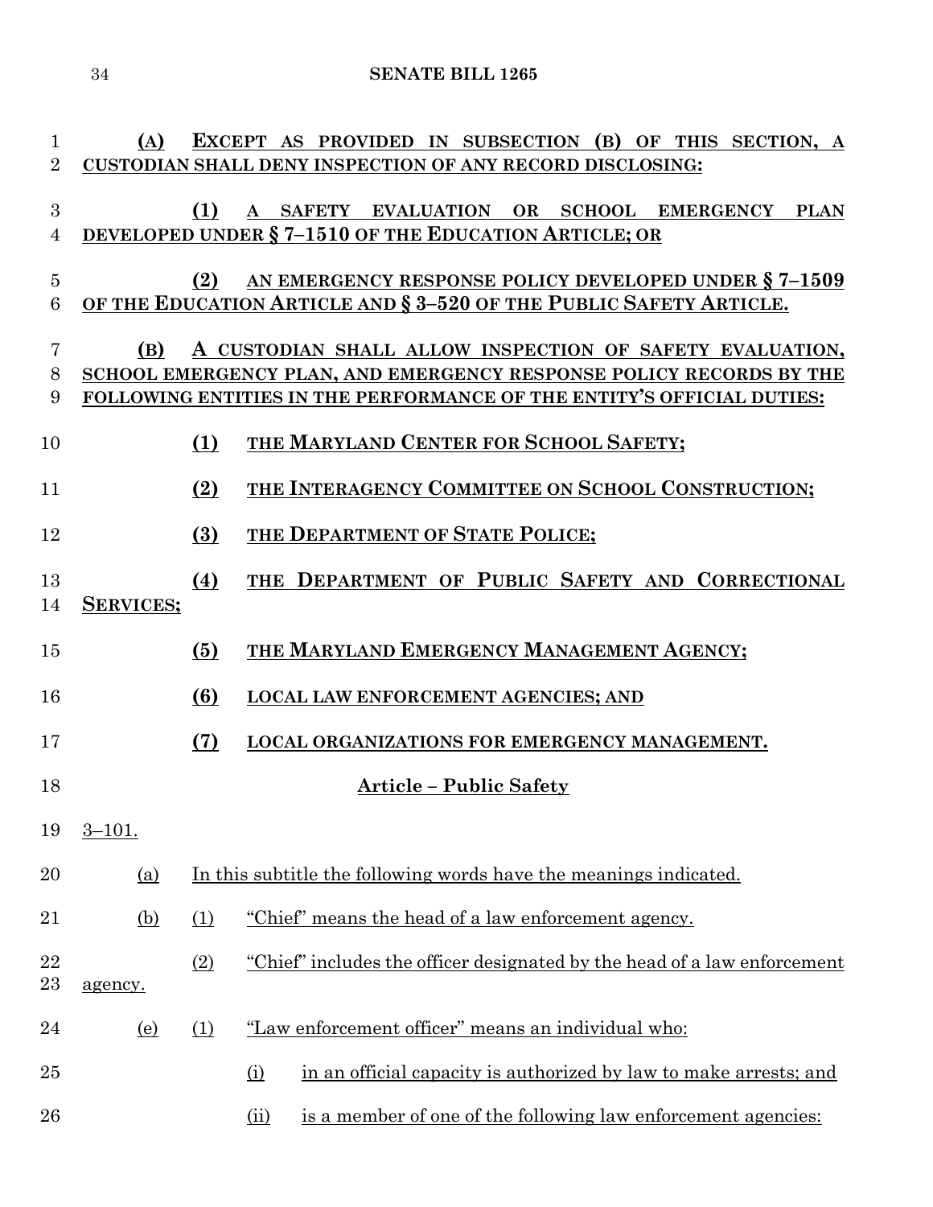(A) EXCEPT AS PROVIDED IN SUBSECTION (B) OF THIS SECTION, A CUSTODIAN SHALL DENY INSPECTION OF ANY RECORD DISCLOSING:

(1) A SAFETY EVALUATION OR SCHOOL EMERGENCY PLAN DEVELOPED UNDER § 7–1510 OF THE EDUCATION ARTICLE; OR

(2) AN EMERGENCY RESPONSE POLICY DEVELOPED UNDER § 7–1509 OF THE EDUCATION ARTICLE AND § 3–520 OF THE PUBLIC SAFETY ARTICLE.

(B) A CUSTODIAN SHALL ALLOW INSPECTION OF SAFETY EVALUATION, SCHOOL EMERGENCY PLAN, AND EMERGENCY RESPONSE POLICY RECORDS BY THE FOLLOWING ENTITIES IN THE PERFORMANCE OF THE ENTITY'S OFFICIAL DUTIES:

(1) THE MARYLAND CENTER FOR SCHOOL SAFETY;

(2) THE INTERAGENCY COMMITTEE ON SCHOOL CONSTRUCTION;

(3) THE DEPARTMENT OF STATE POLICE;

(4) THE DEPARTMENT OF PUBLIC SAFETY AND CORRECTIONAL SERVICES;

(5) THE MARYLAND EMERGENCY MANAGEMENT AGENCY;

(6) LOCAL LAW ENFORCEMENT AGENCIES; AND

(7) LOCAL ORGANIZATIONS FOR EMERGENCY MANAGEMENT.

## Article – Public Safety

3–101.

(a) In this subtitle the following words have the meanings indicated.

(b) (1) "Chief" means the head of a law enforcement agency.

(2) "Chief" includes the officer designated by the head of a law enforcement agency.

(e) (1) "Law enforcement officer" means an individual who:

(i) in an official capacity is authorized by law to make arrests; and

(ii) is a member of one of the following law enforcement agencies: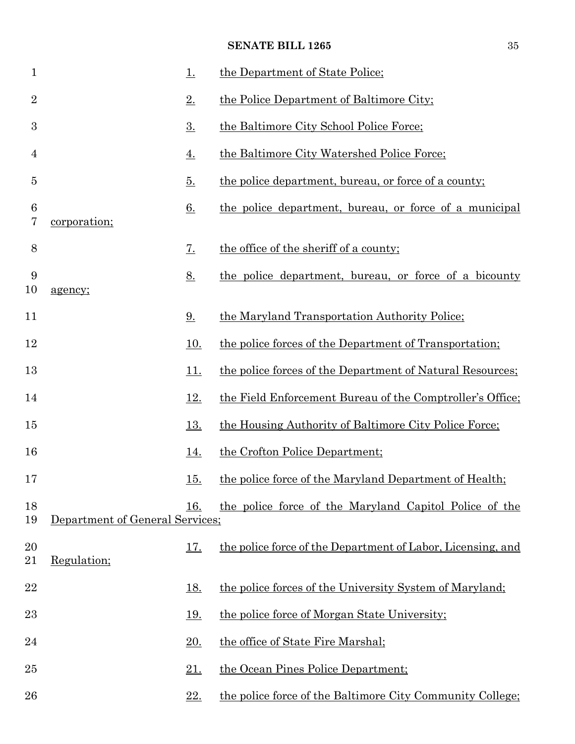1. the Department of State Police;

2. the Police Department of Baltimore City;

3. the Baltimore City School Police Force;

4. the Baltimore City Watershed Police Force;

5. the police department, bureau, or force of a county;

6. the police department, bureau, or force of a municipal corporation;

7. the office of the sheriff of a county;

8. the police department, bureau, or force of a bicounty agency;

9. the Maryland Transportation Authority Police;

10. the police forces of the Department of Transportation;

11. the police forces of the Department of Natural Resources;

12. the Field Enforcement Bureau of the Comptroller's Office;

13. the Housing Authority of Baltimore City Police Force;

14. the Crofton Police Department;

15. the police force of the Maryland Department of Health;

16. the police force of the Maryland Capitol Police of the Department of General Services;

17. the police force of the Department of Labor, Licensing, and Regulation;

18. the police forces of the University System of Maryland;

19. the police force of Morgan State University;

20. the office of State Fire Marshal;

21. the Ocean Pines Police Department;

22. the police force of the Baltimore City Community College;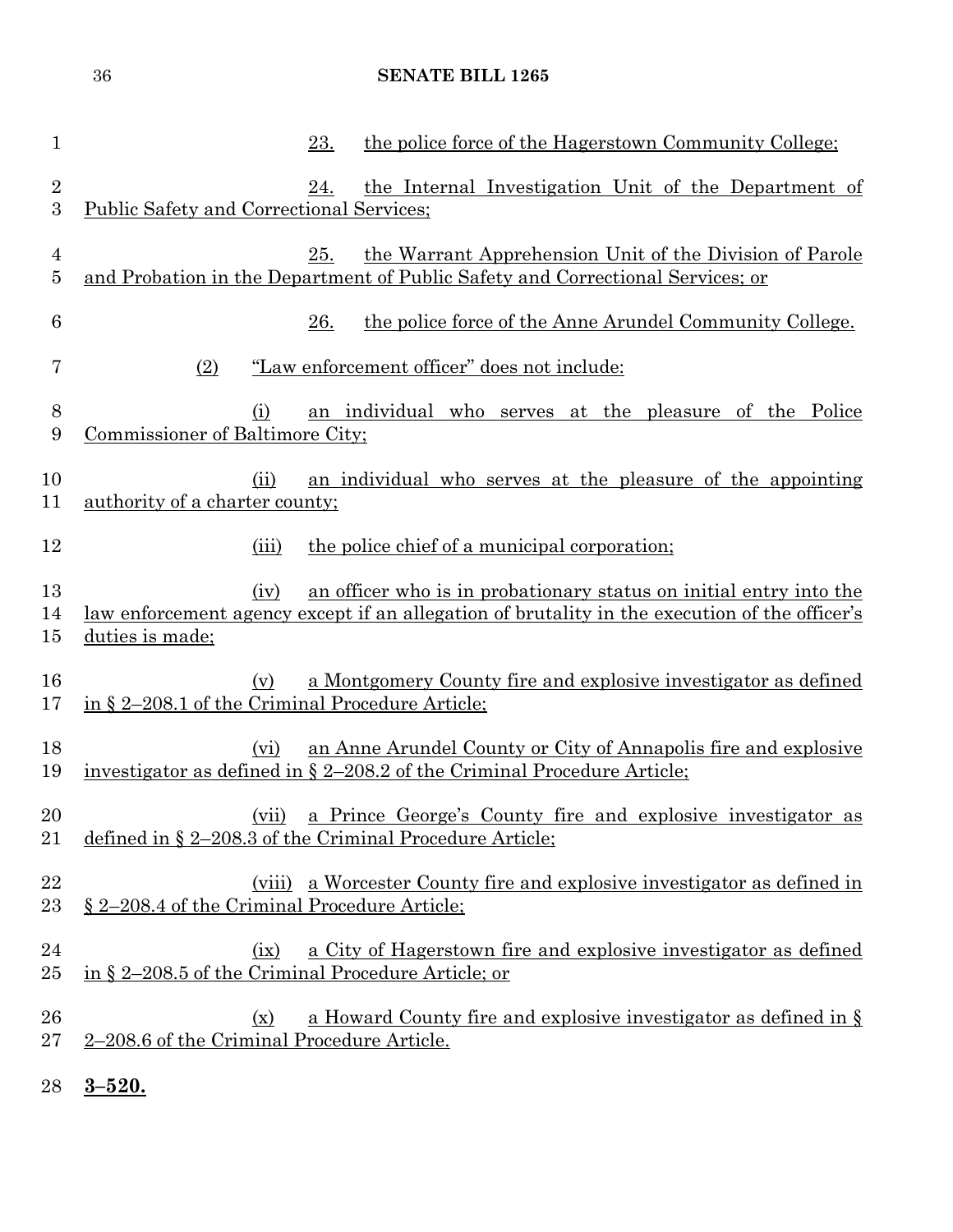23. the police force of the Hagerstown Community College;

24. the Internal Investigation Unit of the Department of Public Safety and Correctional Services;

25. the Warrant Apprehension Unit of the Division of Parole and Probation in the Department of Public Safety and Correctional Services; or

26. the police force of the Anne Arundel Community College.

(2) "Law enforcement officer" does not include:

(i) an individual who serves at the pleasure of the Police Commissioner of Baltimore City;

(ii) an individual who serves at the pleasure of the appointing authority of a charter county;

(iii) the police chief of a municipal corporation;

(iv) an officer who is in probationary status on initial entry into the law enforcement agency except if an allegation of brutality in the execution of the officer's duties is made;

(v) a Montgomery County fire and explosive investigator as defined in § 2–208.1 of the Criminal Procedure Article;

(vi) an Anne Arundel County or City of Annapolis fire and explosive investigator as defined in § 2–208.2 of the Criminal Procedure Article;

(vii) a Prince George's County fire and explosive investigator as defined in § 2–208.3 of the Criminal Procedure Article;

(viii) a Worcester County fire and explosive investigator as defined in § 2–208.4 of the Criminal Procedure Article;

(ix) a City of Hagerstown fire and explosive investigator as defined in § 2–208.5 of the Criminal Procedure Article; or

(x) a Howard County fire and explosive investigator as defined in § 2–208.6 of the Criminal Procedure Article.

**3–520.**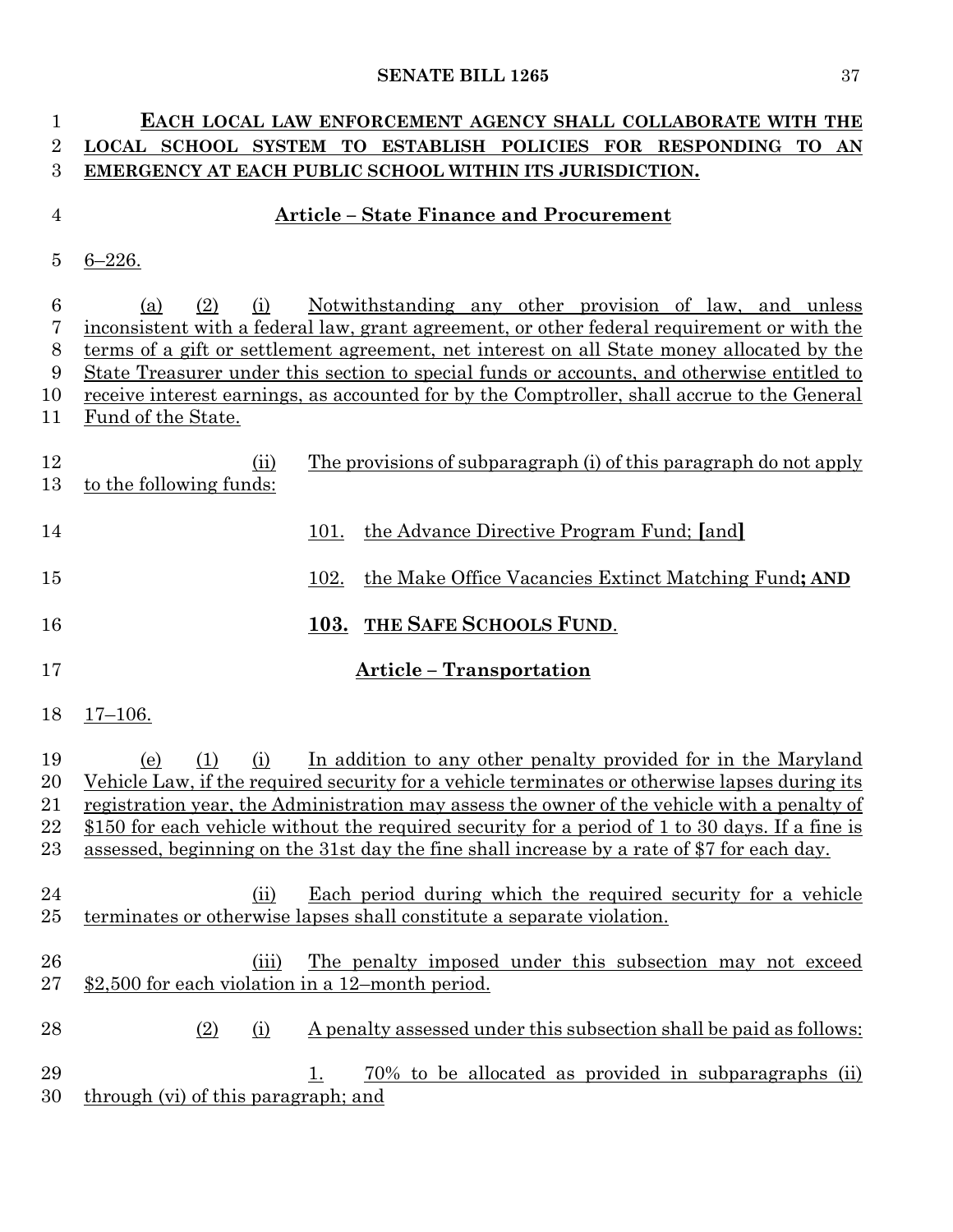**EACH LOCAL LAW ENFORCEMENT AGENCY SHALL COLLABORATE WITH THE LOCAL SCHOOL SYSTEM TO ESTABLISH POLICIES FOR RESPONDING TO AN EMERGENCY AT EACH PUBLIC SCHOOL WITHIN ITS JURISDICTION.**

## Article – State Finance and Procurement

6–226.

(a) (2) (i) Notwithstanding any other provision of law, and unless inconsistent with a federal law, grant agreement, or other federal requirement or with the terms of a gift or settlement agreement, net interest on all State money allocated by the State Treasurer under this section to special funds or accounts, and otherwise entitled to receive interest earnings, as accounted for by the Comptroller, shall accrue to the General Fund of the State.

(ii) The provisions of subparagraph (i) of this paragraph do not apply to the following funds:

101. the Advance Directive Program Fund; [and]

102. the Make Office Vacancies Extinct Matching Fund**; AND**

**103. THE SAFE SCHOOLS FUND**.

## Article – Transportation

17–106.

(e) (1) (i) In addition to any other penalty provided for in the Maryland Vehicle Law, if the required security for a vehicle terminates or otherwise lapses during its registration year, the Administration may assess the owner of the vehicle with a penalty of $150 for each vehicle without the required security for a period of 1 to 30 days. If a fine is assessed, beginning on the 31st day the fine shall increase by a rate of $7 for each day.

(ii) Each period during which the required security for a vehicle terminates or otherwise lapses shall constitute a separate violation.

(iii) The penalty imposed under this subsection may not exceed $2,500 for each violation in a 12–month period.

(2) (i) A penalty assessed under this subsection shall be paid as follows:

1. 70% to be allocated as provided in subparagraphs (ii) through (vi) of this paragraph; and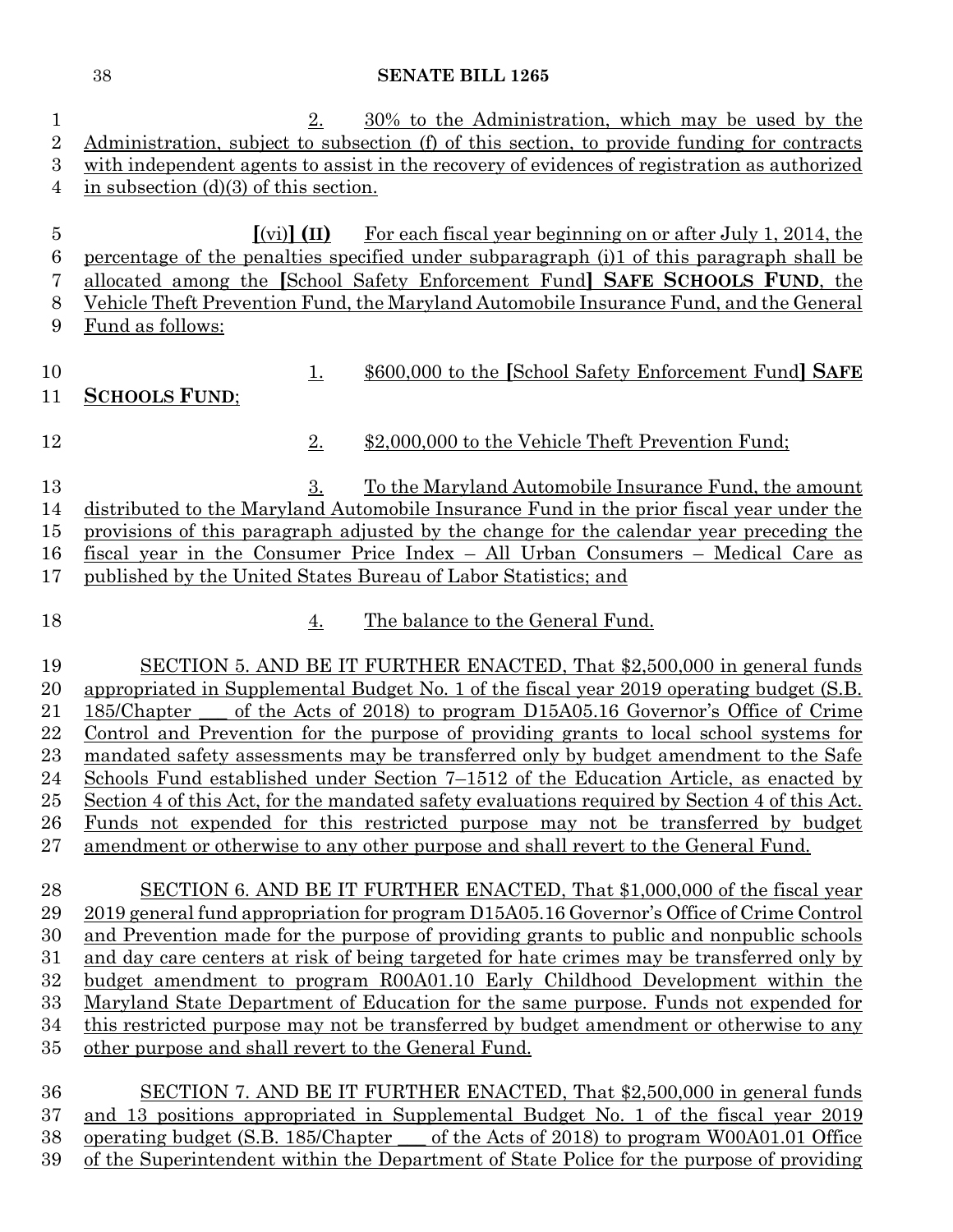2. 30% to the Administration, which may be used by the Administration, subject to subsection (f) of this section, to provide funding for contracts with independent agents to assist in the recovery of evidences of registration as authorized in subsection (d)(3) of this section.

[(vi)] **(II)** For each fiscal year beginning on or after July 1, 2014, the percentage of the penalties specified under subparagraph (i)1 of this paragraph shall be allocated among the [School Safety Enforcement Fund] **SAFE SCHOOLS FUND**, the Vehicle Theft Prevention Fund, the Maryland Automobile Insurance Fund, and the General Fund as follows:

1. $600,000 to the [School Safety Enforcement Fund] **SAFE SCHOOLS FUND**;

2. $2,000,000 to the Vehicle Theft Prevention Fund;

3. To the Maryland Automobile Insurance Fund, the amount distributed to the Maryland Automobile Insurance Fund in the prior fiscal year under the provisions of this paragraph adjusted by the change for the calendar year preceding the fiscal year in the Consumer Price Index – All Urban Consumers – Medical Care as published by the United States Bureau of Labor Statistics; and

4. The balance to the General Fund.

SECTION 5. AND BE IT FURTHER ENACTED, That $2,500,000 in general funds appropriated in Supplemental Budget No. 1 of the fiscal year 2019 operating budget (S.B. 185/Chapter ___ of the Acts of 2018) to program D15A05.16 Governor's Office of Crime Control and Prevention for the purpose of providing grants to local school systems for mandated safety assessments may be transferred only by budget amendment to the Safe Schools Fund established under Section 7–1512 of the Education Article, as enacted by Section 4 of this Act, for the mandated safety evaluations required by Section 4 of this Act. Funds not expended for this restricted purpose may not be transferred by budget amendment or otherwise to any other purpose and shall revert to the General Fund.

SECTION 6. AND BE IT FURTHER ENACTED, That $1,000,000 of the fiscal year 2019 general fund appropriation for program D15A05.16 Governor's Office of Crime Control and Prevention made for the purpose of providing grants to public and nonpublic schools and day care centers at risk of being targeted for hate crimes may be transferred only by budget amendment to program R00A01.10 Early Childhood Development within the Maryland State Department of Education for the same purpose. Funds not expended for this restricted purpose may not be transferred by budget amendment or otherwise to any other purpose and shall revert to the General Fund.

SECTION 7. AND BE IT FURTHER ENACTED, That $2,500,000 in general funds and 13 positions appropriated in Supplemental Budget No. 1 of the fiscal year 2019 operating budget (S.B. 185/Chapter ___ of the Acts of 2018) to program W00A01.01 Office of the Superintendent within the Department of State Police for the purpose of providing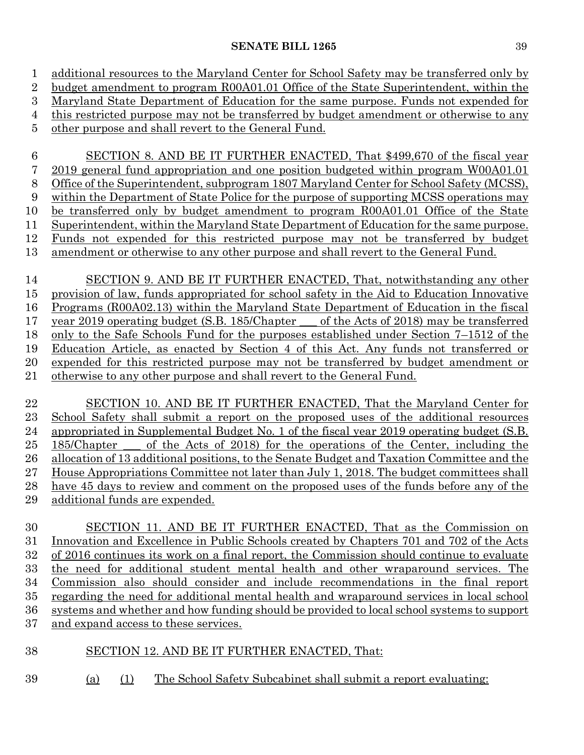additional resources to the Maryland Center for School Safety may be transferred only by budget amendment to program R00A01.01 Office of the State Superintendent, within the Maryland State Department of Education for the same purpose. Funds not expended for this restricted purpose may not be transferred by budget amendment or otherwise to any other purpose and shall revert to the General Fund.

SECTION 8. AND BE IT FURTHER ENACTED, That $499,670 of the fiscal year 2019 general fund appropriation and one position budgeted within program W00A01.01 Office of the Superintendent, subprogram 1807 Maryland Center for School Safety (MCSS), within the Department of State Police for the purpose of supporting MCSS operations may be transferred only by budget amendment to program R00A01.01 Office of the State Superintendent, within the Maryland State Department of Education for the same purpose. Funds not expended for this restricted purpose may not be transferred by budget amendment or otherwise to any other purpose and shall revert to the General Fund.

SECTION 9. AND BE IT FURTHER ENACTED, That, notwithstanding any other provision of law, funds appropriated for school safety in the Aid to Education Innovative Programs (R00A02.13) within the Maryland State Department of Education in the fiscal year 2019 operating budget (S.B. 185/Chapter ___ of the Acts of 2018) may be transferred only to the Safe Schools Fund for the purposes established under Section 7–1512 of the Education Article, as enacted by Section 4 of this Act. Any funds not transferred or expended for this restricted purpose may not be transferred by budget amendment or otherwise to any other purpose and shall revert to the General Fund.

SECTION 10. AND BE IT FURTHER ENACTED, That the Maryland Center for School Safety shall submit a report on the proposed uses of the additional resources appropriated in Supplemental Budget No. 1 of the fiscal year 2019 operating budget (S.B. 185/Chapter ___ of the Acts of 2018) for the operations of the Center, including the allocation of 13 additional positions, to the Senate Budget and Taxation Committee and the House Appropriations Committee not later than July 1, 2018. The budget committees shall have 45 days to review and comment on the proposed uses of the funds before any of the additional funds are expended.

SECTION 11. AND BE IT FURTHER ENACTED, That as the Commission on Innovation and Excellence in Public Schools created by Chapters 701 and 702 of the Acts of 2016 continues its work on a final report, the Commission should continue to evaluate the need for additional student mental health and other wraparound services. The Commission also should consider and include recommendations in the final report regarding the need for additional mental health and wraparound services in local school systems and whether and how funding should be provided to local school systems to support and expand access to these services.

SECTION 12. AND BE IT FURTHER ENACTED, That:

(a) (1) The School Safety Subcabinet shall submit a report evaluating: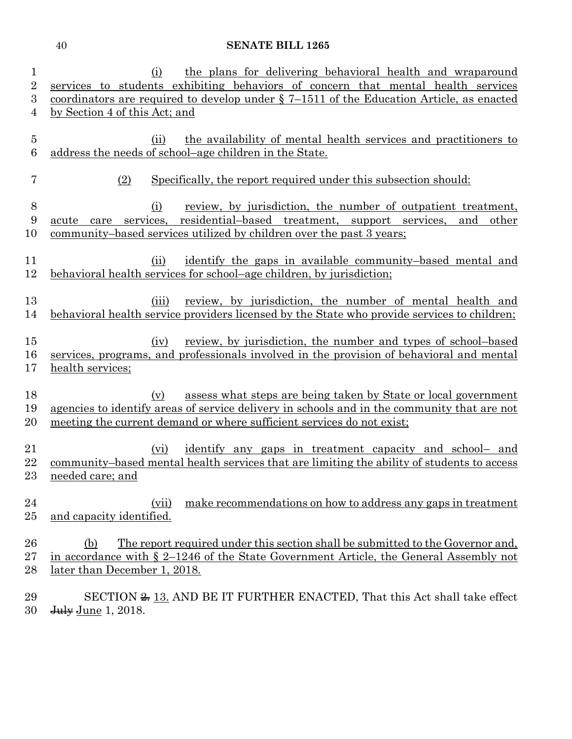(i) the plans for delivering behavioral health and wraparound services to students exhibiting behaviors of concern that mental health services coordinators are required to develop under § 7–1511 of the Education Article, as enacted by Section 4 of this Act; and

(ii) the availability of mental health services and practitioners to address the needs of school–age children in the State.

(2) Specifically, the report required under this subsection should:

(i) review, by jurisdiction, the number of outpatient treatment, acute care services, residential–based treatment, support services, and other community–based services utilized by children over the past 3 years;

(ii) identify the gaps in available community–based mental and behavioral health services for school–age children, by jurisdiction;

(iii) review, by jurisdiction, the number of mental health and behavioral health service providers licensed by the State who provide services to children;

(iv) review, by jurisdiction, the number and types of school–based services, programs, and professionals involved in the provision of behavioral and mental health services;

(v) assess what steps are being taken by State or local government agencies to identify areas of service delivery in schools and in the community that are not meeting the current demand or where sufficient services do not exist;

(vi) identify any gaps in treatment capacity and school– and community–based mental health services that are limiting the ability of students to access needed care; and

(vii) make recommendations on how to address any gaps in treatment and capacity identified.

(b) The report required under this section shall be submitted to the Governor and, in accordance with § 2–1246 of the State Government Article, the General Assembly not later than December 1, 2018.

SECTION ~~2.~~ 13. AND BE IT FURTHER ENACTED, That this Act shall take effect ~~July~~ June 1, 2018.